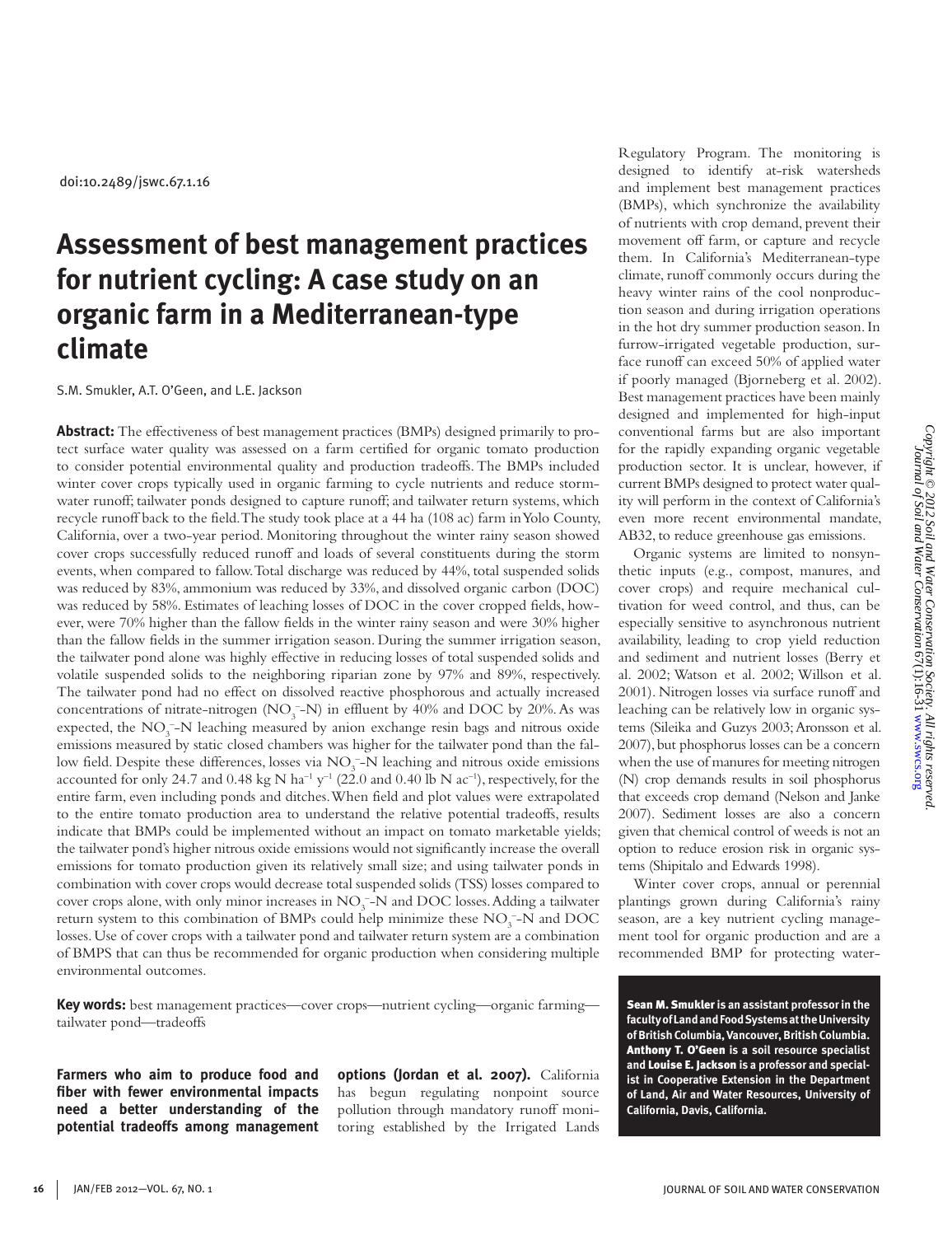doi:10.2489/jswc.67.1.16

# Assessment of best management practices for nutrient cycling: A case study on an organic farm in a Mediterranean-type climate

S.M. Smukler, A.T. O'Geen, and L.E. Jackson

**Abstract:** The effectiveness of best management practices (BMPs) designed primarily to protect surface water quality was assessed on a farm certified for organic tomato production to consider potential environmental quality and production tradeoffs. The BMPs included winter cover crops typically used in organic farming to cycle nutrients and reduce stormwater runoff; tailwater ponds designed to capture runoff; and tailwater return systems, which recycle runoff back to the field. The study took place at a 44 ha (108 ac) farm in Yolo County, California, over a two-year period. Monitoring throughout the winter rainy season showed cover crops successfully reduced runoff and loads of several constituents during the storm events, when compared to fallow. Total discharge was reduced by 44%, total suspended solids was reduced by 83%, ammonium was reduced by 33%, and dissolved organic carbon (DOC) was reduced by 58%. Estimates of leaching losses of DOC in the cover cropped fields, however, were 70% higher than the fallow fields in the winter rainy season and were 30% higher than the fallow fields in the summer irrigation season. During the summer irrigation season, the tailwater pond alone was highly effective in reducing losses of total suspended solids and volatile suspended solids to the neighboring riparian zone by 97% and 89%, respectively. The tailwater pond had no effect on dissolved reactive phosphorous and actually increased concentrations of nitrate-nitrogen ($NO_3^-$-N) in effluent by 40% and DOC by 20%. As was expected, the $NO_3^-$-N leaching measured by anion exchange resin bags and nitrous oxide emissions measured by static closed chambers was higher for the tailwater pond than the fallow field. Despite these differences, losses via $NO_3^-$-N leaching and nitrous oxide emissions accounted for only 24.7 and 0.48 kg N $ha^{-1}$ $y^{-1}$ (22.0 and 0.40 lb N $ac^{-1}$), respectively, for the entire farm, even including ponds and ditches. When field and plot values were extrapolated to the entire tomato production area to understand the relative potential tradeoffs, results indicate that BMPs could be implemented without an impact on tomato marketable yields; the tailwater pond's higher nitrous oxide emissions would not significantly increase the overall emissions for tomato production given its relatively small size; and using tailwater ponds in combination with cover crops would decrease total suspended solids (TSS) losses compared to cover crops alone, with only minor increases in $NO_3^-$-N and DOC losses. Adding a tailwater return system to this combination of BMPs could help minimize these $NO_3^-$-N and DOC losses. Use of cover crops with a tailwater pond and tailwater return system are a combination of BMPS that can thus be recommended for organic production when considering multiple environmental outcomes.

**Key words:** best management practices—cover crops—nutrient cycling—organic farming—tailwater pond—tradeoffs

**Farmers who aim to produce food and fiber with fewer environmental impacts need a better understanding of the potential tradeoffs among management options (Jordan et al. 2007).** California has begun regulating nonpoint source pollution through mandatory runoff monitoring established by the Irrigated Lands Regulatory Program. The monitoring is designed to identify at-risk watersheds and implement best management practices (BMPs), which synchronize the availability of nutrients with crop demand, prevent their movement off farm, or capture and recycle them. In California's Mediterranean-type climate, runoff commonly occurs during the heavy winter rains of the cool nonproduction season and during irrigation operations in the hot dry summer production season. In furrow-irrigated vegetable production, surface runoff can exceed 50% of applied water if poorly managed (Bjorneberg et al. 2002). Best management practices have been mainly designed and implemented for high-input conventional farms but are also important for the rapidly expanding organic vegetable production sector. It is unclear, however, if current BMPs designed to protect water quality will perform in the context of California's even more recent environmental mandate, AB32, to reduce greenhouse gas emissions.

Organic systems are limited to nonsynthetic inputs (e.g., compost, manures, and cover crops) and require mechanical cultivation for weed control, and thus, can be especially sensitive to asynchronous nutrient availability, leading to crop yield reduction and sediment and nutrient losses (Berry et al. 2002; Watson et al. 2002; Willson et al. 2001). Nitrogen losses via surface runoff and leaching can be relatively low in organic systems (Sileika and Guzys 2003; Aronsson et al. 2007), but phosphorus losses can be a concern when the use of manures for meeting nitrogen (N) crop demands results in soil phosphorus that exceeds crop demand (Nelson and Janke 2007). Sediment losses are also a concern given that chemical control of weeds is not an option to reduce erosion risk in organic systems (Shipitalo and Edwards 1998).

Winter cover crops, annual or perennial plantings grown during California's rainy season, are a key nutrient cycling management tool for organic production and are a recommended BMP for protecting water-

**Sean M. Smukler** is an assistant professor in the faculty of Land and Food Systems at the University of British Columbia, Vancouver, British Columbia. **Anthony T. O'Geen** is a soil resource specialist and **Louise E. Jackson** is a professor and specialist in Cooperative Extension in the Department of Land, Air and Water Resources, University of California, Davis, California.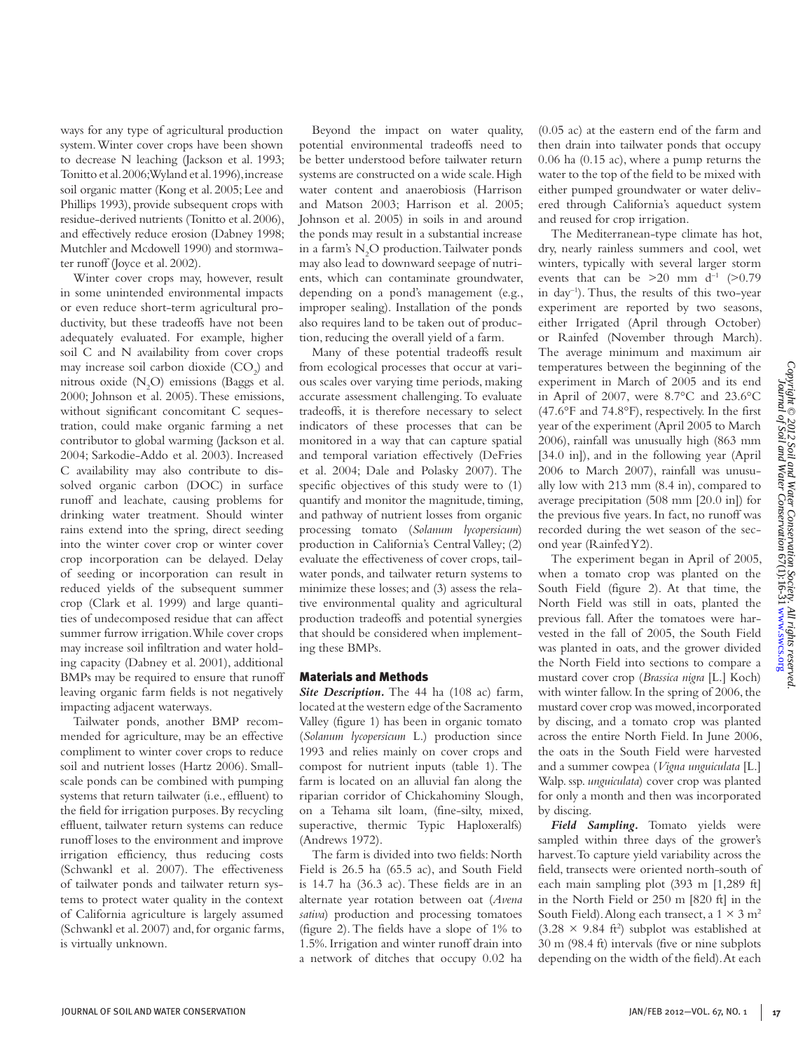ways for any type of agricultural production system. Winter cover crops have been shown to decrease N leaching (Jackson et al. 1993; Tonitto et al. 2006; Wyland et al. 1996), increase soil organic matter (Kong et al. 2005; Lee and Phillips 1993), provide subsequent crops with residue-derived nutrients (Tonitto et al. 2006), and effectively reduce erosion (Dabney 1998; Mutchler and Mcdowell 1990) and stormwater runoff (Joyce et al. 2002).

Winter cover crops may, however, result in some unintended environmental impacts or even reduce short-term agricultural productivity, but these tradeoffs have not been adequately evaluated. For example, higher soil C and N availability from cover crops may increase soil carbon dioxide ($CO_2$) and nitrous oxide ($N_2O$) emissions (Baggs et al. 2000; Johnson et al. 2005). These emissions, without significant concomitant C sequestration, could make organic farming a net contributor to global warming (Jackson et al. 2004; Sarkodie-Addo et al. 2003). Increased C availability may also contribute to dissolved organic carbon (DOC) in surface runoff and leachate, causing problems for drinking water treatment. Should winter rains extend into the spring, direct seeding into the winter cover crop or winter cover crop incorporation can be delayed. Delay of seeding or incorporation can result in reduced yields of the subsequent summer crop (Clark et al. 1999) and large quantities of undecomposed residue that can affect summer furrow irrigation. While cover crops may increase soil infiltration and water holding capacity (Dabney et al. 2001), additional BMPs may be required to ensure that runoff leaving organic farm fields is not negatively impacting adjacent waterways.

Tailwater ponds, another BMP recommended for agriculture, may be an effective compliment to winter cover crops to reduce soil and nutrient losses (Hartz 2006). Small-scale ponds can be combined with pumping systems that return tailwater (i.e., effluent) to the field for irrigation purposes. By recycling effluent, tailwater return systems can reduce runoff loses to the environment and improve irrigation efficiency, thus reducing costs (Schwankl et al. 2007). The effectiveness of tailwater ponds and tailwater return systems to protect water quality in the context of California agriculture is largely assumed (Schwankl et al. 2007) and, for organic farms, is virtually unknown.

Beyond the impact on water quality, potential environmental tradeoffs need to be better understood before tailwater return systems are constructed on a wide scale. High water content and anaerobiosis (Harrison and Matson 2003; Harrison et al. 2005; Johnson et al. 2005) in soils in and around the ponds may result in a substantial increase in a farm's $N_2O$ production. Tailwater ponds may also lead to downward seepage of nutrients, which can contaminate groundwater, depending on a pond's management (e.g., improper sealing). Installation of the ponds also requires land to be taken out of production, reducing the overall yield of a farm.

Many of these potential tradeoffs result from ecological processes that occur at various scales over varying time periods, making accurate assessment challenging. To evaluate tradeoffs, it is therefore necessary to select indicators of these processes that can be monitored in a way that can capture spatial and temporal variation effectively (DeFries et al. 2004; Dale and Polasky 2007). The specific objectives of this study were to (1) quantify and monitor the magnitude, timing, and pathway of nutrient losses from organic processing tomato (*Solanum lycopersicum*) production in California's Central Valley; (2) evaluate the effectiveness of cover crops, tailwater ponds, and tailwater return systems to minimize these losses; and (3) assess the relative environmental quality and agricultural production tradeoffs and potential synergies that should be considered when implementing these BMPs.

## Materials and Methods

***Site Description.*** The 44 ha (108 ac) farm, located at the western edge of the Sacramento Valley (figure 1) has been in organic tomato (*Solanum lycopersicum* L.) production since 1993 and relies mainly on cover crops and compost for nutrient inputs (table 1). The farm is located on an alluvial fan along the riparian corridor of Chickahominy Slough, on a Tehama silt loam, (fine-silty, mixed, superactive, thermic Typic Haploxeralfs) (Andrews 1972).

The farm is divided into two fields: North Field is 26.5 ha (65.5 ac), and South Field is 14.7 ha (36.3 ac). These fields are in an alternate year rotation between oat (*Avena sativa*) production and processing tomatoes (figure 2). The fields have a slope of 1% to 1.5%. Irrigation and winter runoff drain into a network of ditches that occupy 0.02 ha (0.05 ac) at the eastern end of the farm and then drain into tailwater ponds that occupy 0.06 ha (0.15 ac), where a pump returns the water to the top of the field to be mixed with either pumped groundwater or water delivered through California's aqueduct system and reused for crop irrigation.

The Mediterranean-type climate has hot, dry, nearly rainless summers and cool, wet winters, typically with several larger storm events that can be >20 mm $d^{-1}$ (>0.79 in $day^{-1}$). Thus, the results of this two-year experiment are reported by two seasons, either Irrigated (April through October) or Rainfed (November through March). The average minimum and maximum air temperatures between the beginning of the experiment in March of 2005 and its end in April of 2007, were 8.7°C and 23.6°C (47.6°F and 74.8°F), respectively. In the first year of the experiment (April 2005 to March 2006), rainfall was unusually high (863 mm [34.0 in]), and in the following year (April 2006 to March 2007), rainfall was unusually low with 213 mm (8.4 in), compared to average precipitation (508 mm [20.0 in]) for the previous five years. In fact, no runoff was recorded during the wet season of the second year (Rainfed Y2).

The experiment began in April of 2005, when a tomato crop was planted on the South Field (figure 2). At that time, the North Field was still in oats, planted the previous fall. After the tomatoes were harvested in the fall of 2005, the South Field was planted in oats, and the grower divided the North Field into sections to compare a mustard cover crop (*Brassica nigra* [L.] Koch) with winter fallow. In the spring of 2006, the mustard cover crop was mowed, incorporated by discing, and a tomato crop was planted across the entire North Field. In June 2006, the oats in the South Field were harvested and a summer cowpea (*Vigna unguiculata* [L.] Walp. ssp. *unguiculata*) cover crop was planted for only a month and then was incorporated by discing.

***Field Sampling.*** Tomato yields were sampled within three days of the grower's harvest. To capture yield variability across the field, transects were oriented north-south of each main sampling plot (393 m [1,289 ft] in the North Field or 250 m [820 ft] in the South Field). Along each transect, a 1 × 3 $m^2$ (3.28 × 9.84 $ft^2$) subplot was established at 30 m (98.4 ft) intervals (five or nine subplots depending on the width of the field). At each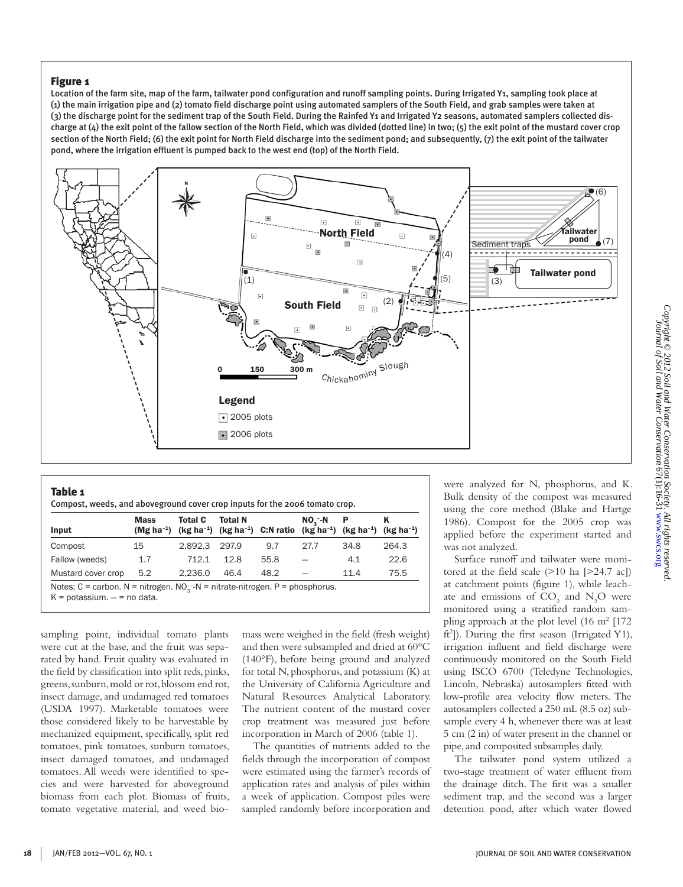## Figure 1

Location of the farm site, map of the farm, tailwater pond configuration and runoff sampling points. During Irrigated Y1, sampling took place at (1) the main irrigation pipe and (2) tomato field discharge point using automated samplers of the South Field, and grab samples were taken at (3) the discharge point for the sediment trap of the South Field. During the Rainfed Y1 and Irrigated Y2 seasons, automated samplers collected discharge at (4) the exit point of the fallow section of the North Field, which was divided (dotted line) in two; (5) the exit point of the mustard cover crop section of the North Field; (6) the exit point for North Field discharge into the sediment pond; and subsequently, (7) the exit point of the tailwater pond, where the irrigation effluent is pumped back to the west end (top) of the North Field.

## Table 1

Compost, weeds, and aboveground cover crop inputs for the 2006 tomato crop.

| Input | Mass (Mg ha$^{-1}$) | Total C (kg ha$^{-1}$) | Total N (kg ha$^{-1}$) | C:N ratio | $NO_3^-$-N (kg ha$^{-1}$) | P (kg ha$^{-1}$) | K (kg ha$^{-1}$) |
|---|---|---|---|---|---|---|---|
| Compost | 15 | 2,892.3 | 297.9 | 9.7 | 27.7 | 34.8 | 264.3 |
| Fallow (weeds) | 1.7 | 712.1 | 12.8 | 55.8 | — | 4.1 | 22.6 |
| Mustard cover crop | 5.2 | 2,236.0 | 46.4 | 48.2 | — | 11.4 | 75.5 |

Notes: C = carbon. N = nitrogen. $NO_3^-$-N = nitrate-nitrogen. P = phosphorus. K = potassium. — = no data.

sampling point, individual tomato plants were cut at the base, and the fruit was separated by hand. Fruit quality was evaluated in the field by classification into split reds, pinks, greens, sunburn, mold or rot, blossom end rot, insect damage, and undamaged red tomatoes (USDA 1997). Marketable tomatoes were those considered likely to be harvestable by mechanized equipment, specifically, split red tomatoes, pink tomatoes, sunburn tomatoes, insect damaged tomatoes, and undamaged tomatoes. All weeds were identified to species and were harvested for aboveground biomass from each plot. Biomass of fruits, tomato vegetative material, and weed biomass were weighed in the field (fresh weight) and then were subsampled and dried at 60°C (140°F), before being ground and analyzed for total N, phosphorus, and potassium (K) at the University of California Agriculture and Natural Resources Analytical Laboratory. The nutrient content of the mustard cover crop treatment was measured just before incorporation in March of 2006 (table 1).

The quantities of nutrients added to the fields through the incorporation of compost were estimated using the farmer's records of application rates and analysis of piles within a week of application. Compost piles were sampled randomly before incorporation and were analyzed for N, phosphorus, and K. Bulk density of the compost was measured using the core method (Blake and Hartge 1986). Compost for the 2005 crop was applied before the experiment started and was not analyzed.

Surface runoff and tailwater were monitored at the field scale (>10 ha [>24.7 ac]) at catchment points (figure 1), while leachate and emissions of $CO_2$ and $N_2O$ were monitored using a stratified random sampling approach at the plot level (16 m$^2$ [172 ft$^2$]). During the first season (Irrigated Y1), irrigation influent and field discharge were continuously monitored on the South Field using ISCO 6700 (Teledyne Technologies, Lincoln, Nebraska) autosamplers fitted with low-profile area velocity flow meters. The autosamplers collected a 250 mL (8.5 oz) subsample every 4 h, whenever there was at least 5 cm (2 in) of water present in the channel or pipe, and composited subsamples daily.

The tailwater pond system utilized a two-stage treatment of water effluent from the drainage ditch. The first was a smaller sediment trap, and the second was a larger detention pond, after which water flowed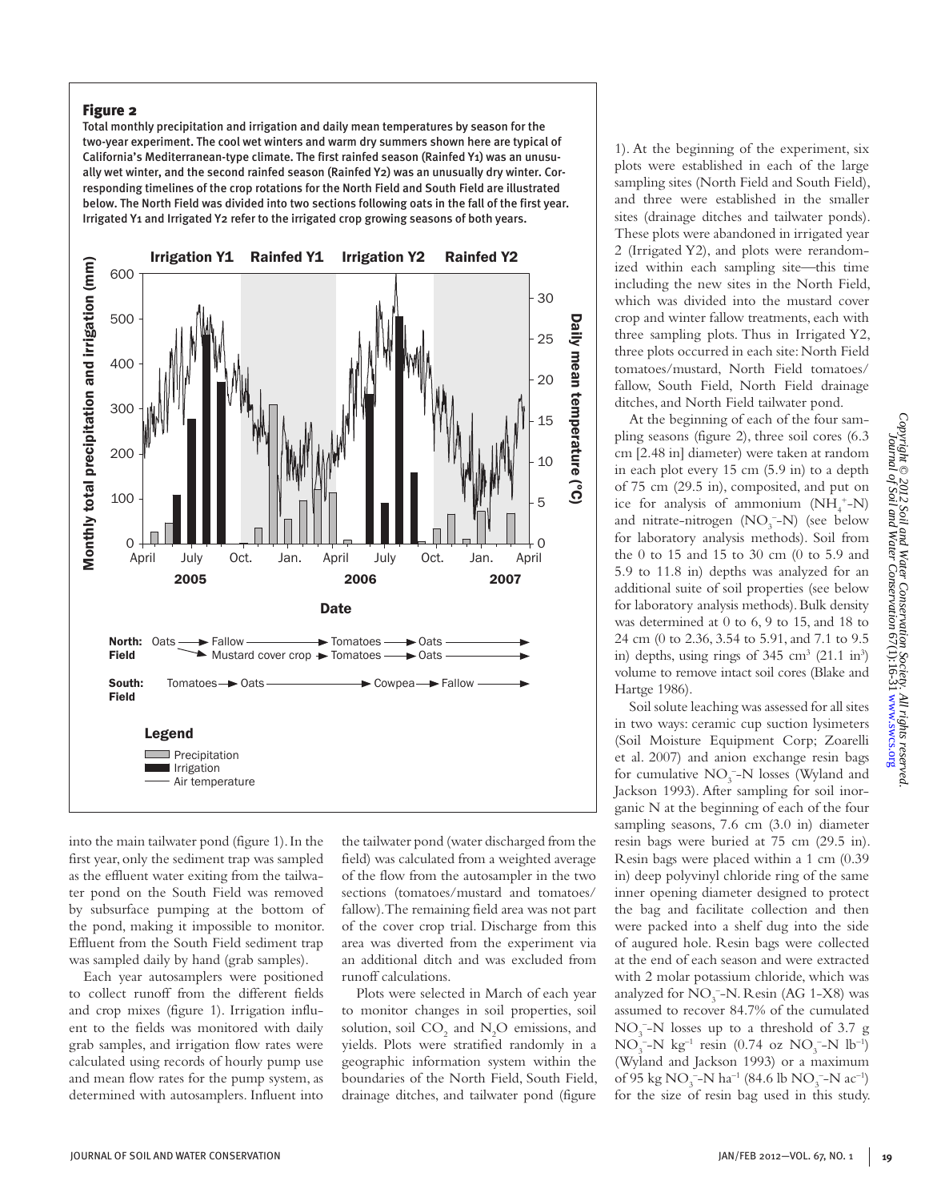**Figure 2**

Total monthly precipitation and irrigation and daily mean temperatures by season for the two-year experiment. The cool wet winters and warm dry summers shown here are typical of California's Mediterranean-type climate. The first rainfed season (Rainfed Y1) was an unusually wet winter, and the second rainfed season (Rainfed Y2) was an unusually dry winter. Corresponding timelines of the crop rotations for the North Field and South Field are illustrated below. The North Field was divided into two sections following oats in the fall of the first year. Irrigated Y1 and Irrigated Y2 refer to the irrigated crop growing seasons of both years.

into the main tailwater pond (figure 1). In the first year, only the sediment trap was sampled as the effluent water exiting from the tailwater pond on the South Field was removed by subsurface pumping at the bottom of the pond, making it impossible to monitor. Effluent from the South Field sediment trap was sampled daily by hand (grab samples).

Each year autosamplers were positioned to collect runoff from the different fields and crop mixes (figure 1). Irrigation influent to the fields was monitored with daily grab samples, and irrigation flow rates were calculated using records of hourly pump use and mean flow rates for the pump system, as determined with autosamplers. Influent into the tailwater pond (water discharged from the field) was calculated from a weighted average of the flow from the autosampler in the two sections (tomatoes/mustard and tomatoes/fallow). The remaining field area was not part of the cover crop trial. Discharge from this area was diverted from the experiment via an additional ditch and was excluded from runoff calculations.

Plots were selected in March of each year to monitor changes in soil properties, soil solution, soil $CO_2$ and $N_2O$ emissions, and yields. Plots were stratified randomly in a geographic information system within the boundaries of the North Field, South Field, drainage ditches, and tailwater pond (figure 1). At the beginning of the experiment, six plots were established in each of the large sampling sites (North Field and South Field), and three were established in the smaller sites (drainage ditches and tailwater ponds). These plots were abandoned in irrigated year 2 (Irrigated Y2), and plots were rerandomized within each sampling site—this time including the new sites in the North Field, which was divided into the mustard cover crop and winter fallow treatments, each with three sampling plots. Thus in Irrigated Y2, three plots occurred in each site: North Field tomatoes/mustard, North Field tomatoes/fallow, South Field, North Field drainage ditches, and North Field tailwater pond.

At the beginning of each of the four sampling seasons (figure 2), three soil cores (6.3 cm [2.48 in] diameter) were taken at random in each plot every 15 cm (5.9 in) to a depth of 75 cm (29.5 in), composited, and put on ice for analysis of ammonium ($NH_4^+$-N) and nitrate-nitrogen ($NO_3^-$-N) (see below for laboratory analysis methods). Soil from the 0 to 15 and 15 to 30 cm (0 to 5.9 and 5.9 to 11.8 in) depths was analyzed for an additional suite of soil properties (see below for laboratory analysis methods). Bulk density was determined at 0 to 6, 9 to 15, and 18 to 24 cm (0 to 2.36, 3.54 to 5.91, and 7.1 to 9.5 in) depths, using rings of 345 $cm^3$ (21.1 $in^3$) volume to remove intact soil cores (Blake and Hartge 1986).

Soil solute leaching was assessed for all sites in two ways: ceramic cup suction lysimeters (Soil Moisture Equipment Corp; Zoarelli et al. 2007) and anion exchange resin bags for cumulative $NO_3^-$-N losses (Wyland and Jackson 1993). After sampling for soil inorganic N at the beginning of each of the four sampling seasons, 7.6 cm (3.0 in) diameter resin bags were buried at 75 cm (29.5 in). Resin bags were placed within a 1 cm (0.39 in) deep polyvinyl chloride ring of the same inner opening diameter designed to protect the bag and facilitate collection and then were packed into a shelf dug into the side of augured hole. Resin bags were collected at the end of each season and were extracted with 2 molar potassium chloride, which was analyzed for $NO_3^-$-N. Resin (AG 1-X8) was assumed to recover 84.7% of the cumulated $NO_3^-$-N losses up to a threshold of 3.7 g $NO_3^-$-N $kg^{-1}$ resin (0.74 oz $NO_3^-$-N $lb^{-1}$) (Wyland and Jackson 1993) or a maximum of 95 kg $NO_3^-$-N $ha^{-1}$ (84.6 lb $NO_3^-$-N $ac^{-1}$) for the size of resin bag used in this study.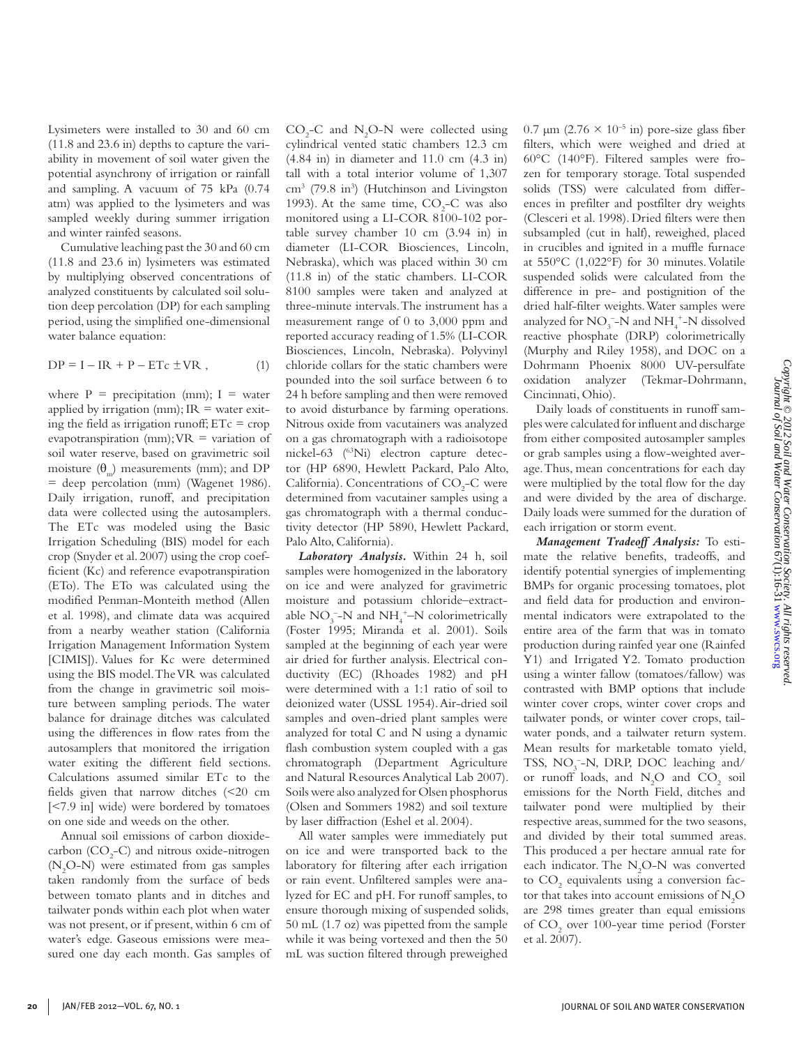Lysimeters were installed to 30 and 60 cm (11.8 and 23.6 in) depths to capture the variability in movement of soil water given the potential asynchrony of irrigation or rainfall and sampling. A vacuum of 75 kPa (0.74 atm) was applied to the lysimeters and was sampled weekly during summer irrigation and winter rainfed seasons.

Cumulative leaching past the 30 and 60 cm (11.8 and 23.6 in) lysimeters was estimated by multiplying observed concentrations of analyzed constituents by calculated soil solution deep percolation (DP) for each sampling period, using the simplified one-dimensional water balance equation:

$$DP = I - IR + P - ETc \pm VR\,, \tag{1}$$

where P = precipitation (mm); I = water applied by irrigation (mm); IR = water exiting the field as irrigation runoff; ETc = crop evapotranspiration (mm); VR = variation of soil water reserve, based on gravimetric soil moisture ($\theta_m$) measurements (mm); and DP = deep percolation (mm) (Wagenet 1986). Daily irrigation, runoff, and precipitation data were collected using the autosamplers. The ETc was modeled using the Basic Irrigation Scheduling (BIS) model for each crop (Snyder et al. 2007) using the crop coefficient (Kc) and reference evapotranspiration (ETo). The ETo was calculated using the modified Penman-Monteith method (Allen et al. 1998), and climate data was acquired from a nearby weather station (California Irrigation Management Information System [CIMIS]). Values for Kc were determined using the BIS model. The VR was calculated from the change in gravimetric soil moisture between sampling periods. The water balance for drainage ditches was calculated using the differences in flow rates from the autosamplers that monitored the irrigation water exiting the different field sections. Calculations assumed similar ETc to the fields given that narrow ditches (<20 cm [<7.9 in] wide) were bordered by tomatoes on one side and weeds on the other.

Annual soil emissions of carbon dioxide-carbon ($CO_2$-C) and nitrous oxide-nitrogen ($N_2O$-N) were estimated from gas samples taken randomly from the surface of beds between tomato plants and in ditches and tailwater ponds within each plot when water was not present, or if present, within 6 cm of water's edge. Gaseous emissions were measured one day each month. Gas samples of $CO_2$-C and $N_2O$-N were collected using cylindrical vented static chambers 12.3 cm (4.84 in) in diameter and 11.0 cm (4.3 in) tall with a total interior volume of 1,307 cm$^3$ (79.8 in$^3$) (Hutchinson and Livingston 1993). At the same time, $CO_2$-C was also monitored using a LI-COR 8100-102 portable survey chamber 10 cm (3.94 in) in diameter (LI-COR Biosciences, Lincoln, Nebraska), which was placed within 30 cm (11.8 in) of the static chambers. LI-COR 8100 samples were taken and analyzed at three-minute intervals. The instrument has a measurement range of 0 to 3,000 ppm and reported accuracy reading of 1.5% (LI-COR Biosciences, Lincoln, Nebraska). Polyvinyl chloride collars for the static chambers were pounded into the soil surface between 6 to 24 h before sampling and then were removed to avoid disturbance by farming operations. Nitrous oxide from vacutainers was analyzed on a gas chromatograph with a radioisotope nickel-63 ($^{63}$Ni) electron capture detector (HP 6890, Hewlett Packard, Palo Alto, California). Concentrations of $CO_2$-C were determined from vacutainer samples using a gas chromatograph with a thermal conductivity detector (HP 5890, Hewlett Packard, Palo Alto, California).

***Laboratory Analysis.*** Within 24 h, soil samples were homogenized in the laboratory on ice and were analyzed for gravimetric moisture and potassium chloride–extractable $NO_3^-$-N and $NH_4^+$-N colorimetrically (Foster 1995; Miranda et al. 2001). Soils sampled at the beginning of each year were air dried for further analysis. Electrical conductivity (EC) (Rhoades 1982) and pH were determined with a 1:1 ratio of soil to deionized water (USSL 1954). Air-dried soil samples and oven-dried plant samples were analyzed for total C and N using a dynamic flash combustion system coupled with a gas chromatograph (Department Agriculture and Natural Resources Analytical Lab 2007). Soils were also analyzed for Olsen phosphorus (Olsen and Sommers 1982) and soil texture by laser diffraction (Eshel et al. 2004).

All water samples were immediately put on ice and were transported back to the laboratory for filtering after each irrigation or rain event. Unfiltered samples were analyzed for EC and pH. For runoff samples, to ensure thorough mixing of suspended solids, 50 mL (1.7 oz) was pipetted from the sample while it was being vortexed and then the 50 mL was suction filtered through preweighed 0.7 µm ($2.76 \times 10^{-5}$ in) pore-size glass fiber filters, which were weighed and dried at 60°C (140°F). Filtered samples were frozen for temporary storage. Total suspended solids (TSS) were calculated from differences in prefilter and postfilter dry weights (Clesceri et al. 1998). Dried filters were then subsampled (cut in half), reweighed, placed in crucibles and ignited in a muffle furnace at 550°C (1,022°F) for 30 minutes. Volatile suspended solids were calculated from the difference in pre- and postignition of the dried half-filter weights. Water samples were analyzed for $NO_3^-$-N and $NH_4^+$-N dissolved reactive phosphate (DRP) colorimetrically (Murphy and Riley 1958), and DOC on a Dohrmann Phoenix 8000 UV-persulfate oxidation analyzer (Tekmar-Dohrmann, Cincinnati, Ohio).

Daily loads of constituents in runoff samples were calculated for influent and discharge from either composited autosampler samples or grab samples using a flow-weighted average. Thus, mean concentrations for each day were multiplied by the total flow for the day and were divided by the area of discharge. Daily loads were summed for the duration of each irrigation or storm event.

***Management Tradeoff Analysis:*** To estimate the relative benefits, tradeoffs, and identify potential synergies of implementing BMPs for organic processing tomatoes, plot and field data for production and environmental indicators were extrapolated to the entire area of the farm that was in tomato production during rainfed year one (Rainfed Y1) and Irrigated Y2. Tomato production using a winter fallow (tomatoes/fallow) was contrasted with BMP options that include winter cover crops, winter cover crops and tailwater ponds, or winter cover crops, tailwater ponds, and a tailwater return system. Mean results for marketable tomato yield, TSS, $NO_3^-$-N, DRP, DOC leaching and/or runoff loads, and $N_2O$ and $CO_2$ soil emissions for the North Field, ditches and tailwater pond were multiplied by their respective areas, summed for the two seasons, and divided by their total summed areas. This produced a per hectare annual rate for each indicator. The $N_2O$-N was converted to $CO_2$ equivalents using a conversion factor that takes into account emissions of $N_2O$ are 298 times greater than equal emissions of $CO_2$ over 100-year time period (Forster et al. 2007).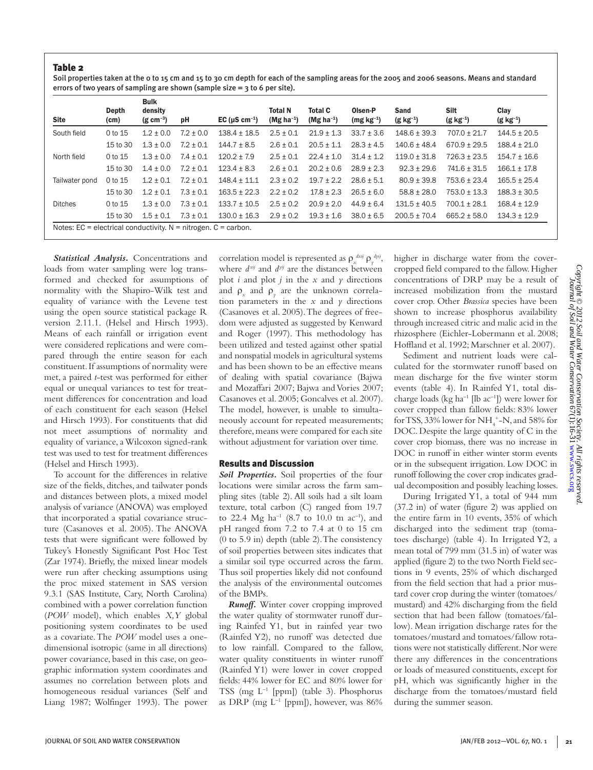## Table 2

Soil properties taken at the 0 to 15 cm and 15 to 30 cm depth for each of the sampling areas for the 2005 and 2006 seasons. Means and standard errors of two years of sampling are shown (sample size = 3 to 6 per site).

| Site | Depth (cm) | Bulk density (g $cm^{-3}$) | pH | EC (µS $cm^{-1}$) | Total N (Mg $ha^{-1}$) | Total C (Mg $ha^{-1}$) | Olsen-P (mg $kg^{-1}$) | Sand (g $kg^{-1}$) | Silt (g $kg^{-1}$) | Clay (g $kg^{-1}$) |
|---|---|---|---|---|---|---|---|---|---|---|
| South field | 0 to 15 | 1.2 ± 0.0 | 7.2 ± 0.0 | 138.4 ± 18.5 | 2.5 ± 0.1 | 21.9 ± 1.3 | 33.7 ± 3.6 | 148.6 ± 39.3 | 707.0 ± 21.7 | 144.5 ± 20.5 |
| | 15 to 30 | 1.3 ± 0.0 | 7.2 ± 0.1 | 144.7 ± 8.5 | 2.6 ± 0.1 | 20.5 ± 1.1 | 28.3 ± 4.5 | 140.6 ± 48.4 | 670.9 ± 29.5 | 188.4 ± 21.0 |
| North field | 0 to 15 | 1.3 ± 0.0 | 7.4 ± 0.1 | 120.2 ± 7.9 | 2.5 ± 0.1 | 22.4 ± 1.0 | 31.4 ± 1.2 | 119.0 ± 31.8 | 726.3 ± 23.5 | 154.7 ± 16.6 |
| | 15 to 30 | 1.4 ± 0.0 | 7.2 ± 0.1 | 123.4 ± 8.3 | 2.6 ± 0.1 | 20.2 ± 0.6 | 28.9 ± 2.3 | 92.3 ± 29.6 | 741.6 ± 31.5 | 166.1 ± 17.8 |
| Tailwater pond | 0 to 15 | 1.2 ± 0.1 | 7.2 ± 0.1 | 148.4 ± 11.1 | 2.3 ± 0.2 | 19.7 ± 2.2 | 28.6 ± 5.1 | 80.9 ± 39.8 | 753.6 ± 23.4 | 165.5 ± 25.4 |
| | 15 to 30 | 1.2 ± 0.1 | 7.3 ± 0.1 | 163.5 ± 22.3 | 2.2 ± 0.2 | 17.8 ± 2.3 | 26.5 ± 6.0 | 58.8 ± 28.0 | 753.0 ± 13.3 | 188.3 ± 30.5 |
| Ditches | 0 to 15 | 1.3 ± 0.0 | 7.3 ± 0.1 | 133.7 ± 10.5 | 2.5 ± 0.1 | 20.9 ± 2.0 | 44.9 ± 6.4 | 131.5 ± 40.5 | 700.1 ± 28.1 | 168.4 ± 12.9 |
| | 15 to 30 | 1.5 ± 0.1 | 7.3 ± 0.1 | 130.0 ± 16.3 | 2.9 ± 0.2 | 19.3 ± 1.6 | 38.0 ± 6.5 | 200.5 ± 70.4 | 665.2 ± 58.0 | 134.3 ± 12.9 |

Notes: EC = electrical conductivity. N = nitrogen. C = carbon.

***Statistical Analysis.*** Concentrations and loads from water sampling were log transformed and checked for assumptions of normality with the Shapiro-Wilk test and equality of variance with the Levene test using the open source statistical package R version 2.11.1. (Helsel and Hirsch 1993). Means of each rainfall or irrigation event were considered replications and were compared through the entire season for each constituent. If assumptions of normality were met, a paired *t*-test was performed for either equal or unequal variances to test for treatment differences for concentration and load of each constituent for each season (Helsel and Hirsch 1993). For constituents that did not meet assumptions of normality and equality of variance, a Wilcoxon signed-rank test was used to test for treatment differences (Helsel and Hirsch 1993).

To account for the differences in relative size of the fields, ditches, and tailwater ponds and distances between plots, a mixed model analysis of variance (ANOVA) was employed that incorporated a spatial covariance structure (Casanoves et al. 2005). The ANOVA tests that were significant were followed by Tukey's Honestly Significant Post Hoc Test (Zar 1974). Briefly, the mixed linear models were run after checking assumptions using the proc mixed statement in SAS version 9.3.1 (SAS Institute, Cary, North Carolina) combined with a power correlation function (*POW* model), which enables *X,Y* global positioning system coordinates to be used as a covariate. The *POW* model uses a one-dimensional isotropic (same in all directions) power covariance, based in this case, on geographic information system coordinates and assumes no correlation between plots and homogeneous residual variances (Self and Liang 1987; Wolfinger 1993). The power correlation model is represented as $\rho_x^{dxij}\,\rho_y^{dyij}$, where $d^{xij}$ and $d^{yij}$ are the distances between plot *i* and plot *j* in the *x* and *y* directions and $\rho_x$ and $\rho_y$ are the unknown correlation parameters in the *x* and *y* directions (Casanoves et al. 2005). The degrees of freedom were adjusted as suggested by Kenward and Roger (1997). This methodology has been utilized and tested against other spatial and nonspatial models in agricultural systems and has been shown to be an effective means of dealing with spatial covariance (Bajwa and Mozaffari 2007; Bajwa and Vories 2007; Casanoves et al. 2005; Goncalves et al. 2007). The model, however, is unable to simultaneously account for repeated measurements; therefore, means were compared for each site without adjustment for variation over time.

## Results and Discussion

***Soil Properties.*** Soil properties of the four locations were similar across the farm sampling sites (table 2). All soils had a silt loam texture, total carbon (C) ranged from 19.7 to 22.4 Mg $ha^{-1}$ (8.7 to 10.0 tn $ac^{-1}$), and pH ranged from 7.2 to 7.4 at 0 to 15 cm (0 to 5.9 in) depth (table 2). The consistency of soil properties between sites indicates that a similar soil type occurred across the farm. Thus soil properties likely did not confound the analysis of the environmental outcomes of the BMPs.

***Runoff.*** Winter cover cropping improved the water quality of stormwater runoff during Rainfed Y1, but in rainfed year two (Rainfed Y2), no runoff was detected due to low rainfall. Compared to the fallow, water quality constituents in winter runoff (Rainfed Y1) were lower in cover cropped fields: 44% lower for EC and 80% lower for TSS (mg $L^{-1}$ [ppm]) (table 3). Phosphorus as DRP (mg $L^{-1}$ [ppm]), however, was 86% higher in discharge water from the cover-cropped field compared to the fallow. Higher concentrations of DRP may be a result of increased mobilization from the mustard cover crop. Other *Brassica* species have been shown to increase phosphorus availability through increased citric and malic acid in the rhizosphere (Eichler-Lobermann et al. 2008; Hoffland et al. 1992; Marschner et al. 2007).

Sediment and nutrient loads were calculated for the stormwater runoff based on mean discharge for the five winter storm events (table 4). In Rainfed Y1, total discharge loads (kg $ha^{-1}$ [lb $ac^{-1}$]) were lower for cover cropped than fallow fields: 83% lower for TSS, 33% lower for $NH_4^+$-N, and 58% for DOC. Despite the large quantity of C in the cover crop biomass, there was no increase in DOC in runoff in either winter storm events or in the subsequent irrigation. Low DOC in runoff following the cover crop indicates gradual decomposition and possibly leaching losses.

During Irrigated Y1, a total of 944 mm (37.2 in) of water (figure 2) was applied on the entire farm in 10 events, 35% of which discharged into the sediment trap (tomatoes discharge) (table 4). In Irrigated Y2, a mean total of 799 mm (31.5 in) of water was applied (figure 2) to the two North Field sections in 9 events, 25% of which discharged from the field section that had a prior mustard cover crop during the winter (tomatoes/mustard) and 42% discharging from the field section that had been fallow (tomatoes/fallow). Mean irrigation discharge rates for the tomatoes/mustard and tomatoes/fallow rotations were not statistically different. Nor were there any differences in the concentrations or loads of measured constituents, except for pH, which was significantly higher in the discharge from the tomatoes/mustard field during the summer season.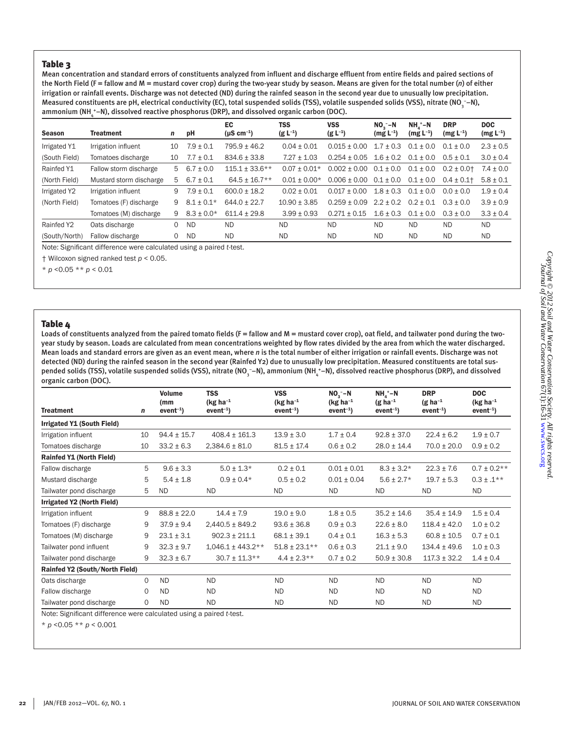## Table 3

Mean concentration and standard errors of constituents analyzed from influent and discharge effluent from entire fields and paired sections of the North Field (F = fallow and M = mustard cover crop) during the two-year study by season. Means are given for the total number (*n*) of either irrigation or rainfall events. Discharge was not detected (ND) during the rainfed season in the second year due to unusually low precipitation. Measured constituents are pH, electrical conductivity (EC), total suspended solids (TSS), volatile suspended solids (VSS), nitrate ($NO_3^-$–N), ammonium ($NH_4^+$–N), dissolved reactive phosphorus (DRP), and dissolved organic carbon (DOC).

| Season | Treatment | *n* | pH | EC ($\mu S\ cm^{-1}$) | TSS ($g\ L^{-1}$) | VSS ($g\ L^{-1}$) | $NO_3^-$–N ($mg\ L^{-1}$) | $NH_4^+$–N ($mg\ L^{-1}$) | DRP ($mg\ L^{-1}$) | DOC ($mg\ L^{-1}$) |
|---|---|---|---|---|---|---|---|---|---|---|
| Irrigated Y1 | Irrigation influent | 10 | 7.9 ± 0.1 | 795.9 ± 46.2 | 0.04 ± 0.01 | 0.015 ± 0.00 | 1.7 ± 0.3 | 0.1 ± 0.0 | 0.1 ± 0.0 | 2.3 ± 0.5 |
| (South Field) | Tomatoes discharge | 10 | 7.7 ± 0.1 | 834.6 ± 33.8 | 7.27 ± 1.03 | 0.254 ± 0.05 | 1.6 ± 0.2 | 0.1 ± 0.0 | 0.5 ± 0.1 | 3.0 ± 0.4 |
| Rainfed Y1 | Fallow storm discharge | 5 | 6.7 ± 0.0 | 115.1 ± 33.6** | 0.07 ± 0.01* | 0.002 ± 0.00 | 0.1 ± 0.0 | 0.1 ± 0.0 | 0.2 ± 0.0† | 7.4 ± 0.0 |
| (North Field) | Mustard storm discharge | 5 | 6.7 ± 0.1 | 64.5 ± 16.7** | 0.01 ± 0.00* | 0.006 ± 0.00 | 0.1 ± 0.0 | 0.1 ± 0.0 | 0.4 ± 0.1† | 5.8 ± 0.1 |
| Irrigated Y2 | Irrigation influent | 9 | 7.9 ± 0.1 | 600.0 ± 18.2 | 0.02 ± 0.01 | 0.017 ± 0.00 | 1.8 ± 0.3 | 0.1 ± 0.0 | 0.0 ± 0.0 | 1.9 ± 0.4 |
| (North Field) | Tomatoes (F) discharge | 9 | 8.1 ± 0.1* | 644.0 ± 22.7 | 10.90 ± 3.85 | 0.259 ± 0.09 | 2.2 ± 0.2 | 0.2 ± 0.1 | 0.3 ± 0.0 | 3.9 ± 0.9 |
| | Tomatoes (M) discharge | 9 | 8.3 ± 0.0* | 611.4 ± 29.8 | 3.99 ± 0.93 | 0.271 ± 0.15 | 1.6 ± 0.3 | 0.1 ± 0.0 | 0.3 ± 0.0 | 3.3 ± 0.4 |
| Rainfed Y2 | Oats discharge | 0 | ND | ND | ND | ND | ND | ND | ND | ND |
| (South/North) | Fallow discharge | 0 | ND | ND | ND | ND | ND | ND | ND | ND |

Note: Significant difference were calculated using a paired *t*-test.

† Wilcoxon signed ranked test $p < 0.05$.

* $p < 0.05$ ** $p < 0.01$

## Table 4

Loads of constituents analyzed from the paired tomato fields (F = fallow and M = mustard cover crop), oat field, and tailwater pond during the two-year study by season. Loads are calculated from mean concentrations weighted by flow rates divided by the area from which the water discharged. Mean loads and standard errors are given as an event mean, where *n* is the total number of either irrigation or rainfall events. Discharge was not detected (ND) during the rainfed season in the second year (Rainfed Y2) due to unusually low precipitation. Measured constituents are total suspended solids (TSS), volatile suspended solids (VSS), nitrate ($NO_3^-$–N), ammonium ($NH_4^+$–N), dissolved reactive phosphorus (DRP), and dissolved organic carbon (DOC).

| Treatment | *n* | Volume (mm $event^{-1}$) | TSS ($kg\ ha^{-1}\ event^{-1}$) | VSS ($kg\ ha^{-1}\ event^{-1}$) | $NO_3^-$–N ($kg\ ha^{-1}\ event^{-1}$) | $NH_4^+$–N ($g\ ha^{-1}\ event^{-1}$) | DRP ($g\ ha^{-1}\ event^{-1}$) | DOC ($kg\ ha^{-1}\ event^{-1}$) |
|---|---|---|---|---|---|---|---|---|
| **Irrigated Y1 (South Field)** | | | | | | | | |
| Irrigation influent | 10 | 94.4 ± 15.7 | 408.4 ± 161.3 | 13.9 ± 3.0 | 1.7 ± 0.4 | 92.8 ± 37.0 | 22.4 ± 6.2 | 1.9 ± 0.7 |
| Tomatoes discharge | 10 | 33.2 ± 6.3 | 2,384.6 ± 81.0 | 81.5 ± 17.4 | 0.6 ± 0.2 | 28.0 ± 14.4 | 70.0 ± 20.0 | 0.9 ± 0.2 |
| **Rainfed Y1 (North Field)** | | | | | | | | |
| Fallow discharge | 5 | 9.6 ± 3.3 | 5.0 ± 1.3* | 0.2 ± 0.1 | 0.01 ± 0.01 | 8.3 ± 3.2* | 22.3 ± 7.6 | 0.7 ± 0.2** |
| Mustard discharge | 5 | 5.4 ± 1.8 | 0.9 ± 0.4* | 0.5 ± 0.2 | 0.01 ± 0.04 | 5.6 ± 2.7* | 19.7 ± 5.3 | 0.3 ± .1** |
| Tailwater pond discharge | 5 | ND | ND | ND | ND | ND | ND | ND |
| **Irrigated Y2 (North Field)** | | | | | | | | |
| Irrigation influent | 9 | 88.8 ± 22.0 | 14.4 ± 7.9 | 19.0 ± 9.0 | 1.8 ± 0.5 | 35.2 ± 14.6 | 35.4 ± 14.9 | 1.5 ± 0.4 |
| Tomatoes (F) discharge | 9 | 37.9 ± 9.4 | 2,440.5 ± 849.2 | 93.6 ± 36.8 | 0.9 ± 0.3 | 22.6 ± 8.0 | 118.4 ± 42.0 | 1.0 ± 0.2 |
| Tomatoes (M) discharge | 9 | 23.1 ± 3.1 | 902.3 ± 211.1 | 68.1 ± 39.1 | 0.4 ± 0.1 | 16.3 ± 5.3 | 60.8 ± 10.5 | 0.7 ± 0.1 |
| Tailwater pond influent | 9 | 32.3 ± 9.7 | 1,046.1 ± 443.2** | 51.8 ± 23.1** | 0.6 ± 0.3 | 21.1 ± 9.0 | 134.4 ± 49.6 | 1.0 ± 0.3 |
| Tailwater pond discharge | 9 | 32.3 ± 6.7 | 30.7 ± 11.3** | 4.4 ± 2.3** | 0.7 ± 0.2 | 50.9 ± 30.8 | 117.3 ± 32.2 | 1.4 ± 0.4 |
| **Rainfed Y2 (South/North Field)** | | | | | | | | |
| Oats discharge | 0 | ND | ND | ND | ND | ND | ND | ND |
| Fallow discharge | 0 | ND | ND | ND | ND | ND | ND | ND |
| Tailwater pond discharge | 0 | ND | ND | ND | ND | ND | ND | ND |

Note: Significant difference were calculated using a paired *t*-test.

* $p < 0.05$ ** $p < 0.001$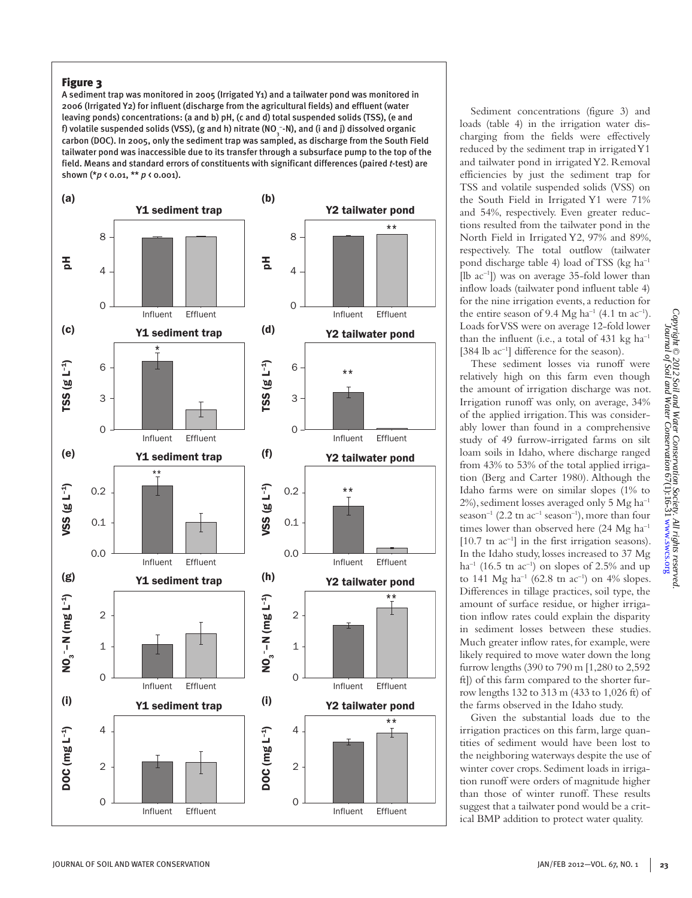### Figure 3

A sediment trap was monitored in 2005 (Irrigated Y1) and a tailwater pond was monitored in 2006 (Irrigated Y2) for influent (discharge from the agricultural fields) and effluent (water leaving ponds) concentrations: (a and b) pH, (c and d) total suspended solids (TSS), (e and f) volatile suspended solids (VSS), (g and h) nitrate ($NO_3^-$-N), and (i and j) dissolved organic carbon (DOC). In 2005, only the sediment trap was sampled, as discharge from the South Field tailwater pond was inaccessible due to its transfer through a subsurface pump to the top of the field. Means and standard errors of constituents with significant differences (paired *t*-test) are shown (*$p < 0.01$, ** $p < 0.001$).

Sediment concentrations (figure 3) and loads (table 4) in the irrigation water discharging from the fields were effectively reduced by the sediment trap in irrigated Y1 and tailwater pond in irrigated Y2. Removal efficiencies by just the sediment trap for TSS and volatile suspended solids (VSS) on the South Field in Irrigated Y1 were 71% and 54%, respectively. Even greater reductions resulted from the tailwater pond in the North Field in Irrigated Y2, 97% and 89%, respectively. The total outflow (tailwater pond discharge table 4) load of TSS (kg $ha^{-1}$ [lb $ac^{-1}$]) was on average 35-fold lower than inflow loads (tailwater pond influent table 4) for the nine irrigation events, a reduction for the entire season of 9.4 Mg $ha^{-1}$ (4.1 tn $ac^{-1}$). Loads for VSS were on average 12-fold lower than the influent (i.e., a total of 431 kg $ha^{-1}$ [384 lb $ac^{-1}$] difference for the season).

These sediment losses via runoff were relatively high on this farm even though the amount of irrigation discharge was not. Irrigation runoff was only, on average, 34% of the applied irrigation. This was considerably lower than found in a comprehensive study of 49 furrow-irrigated farms on silt loam soils in Idaho, where discharge ranged from 43% to 53% of the total applied irrigation (Berg and Carter 1980). Although the Idaho farms were on similar slopes (1% to 2%), sediment losses averaged only 5 Mg $ha^{-1}$ $season^{-1}$ (2.2 tn $ac^{-1}$ $season^{-1}$), more than four times lower than observed here (24 Mg $ha^{-1}$ [10.7 tn $ac^{-1}$] in the first irrigation seasons). In the Idaho study, losses increased to 37 Mg $ha^{-1}$ (16.5 tn $ac^{-1}$) on slopes of 2.5% and up to 141 Mg $ha^{-1}$ (62.8 tn $ac^{-1}$) on 4% slopes. Differences in tillage practices, soil type, the amount of surface residue, or higher irrigation inflow rates could explain the disparity in sediment losses between these studies. Much greater inflow rates, for example, were likely required to move water down the long furrow lengths (390 to 790 m [1,280 to 2,592 ft]) of this farm compared to the shorter furrow lengths 132 to 313 m (433 to 1,026 ft) of the farms observed in the Idaho study.

Given the substantial loads due to the irrigation practices on this farm, large quantities of sediment would have been lost to the neighboring waterways despite the use of winter cover crops. Sediment loads in irrigation runoff were orders of magnitude higher than those of winter runoff. These results suggest that a tailwater pond would be a critical BMP addition to protect water quality.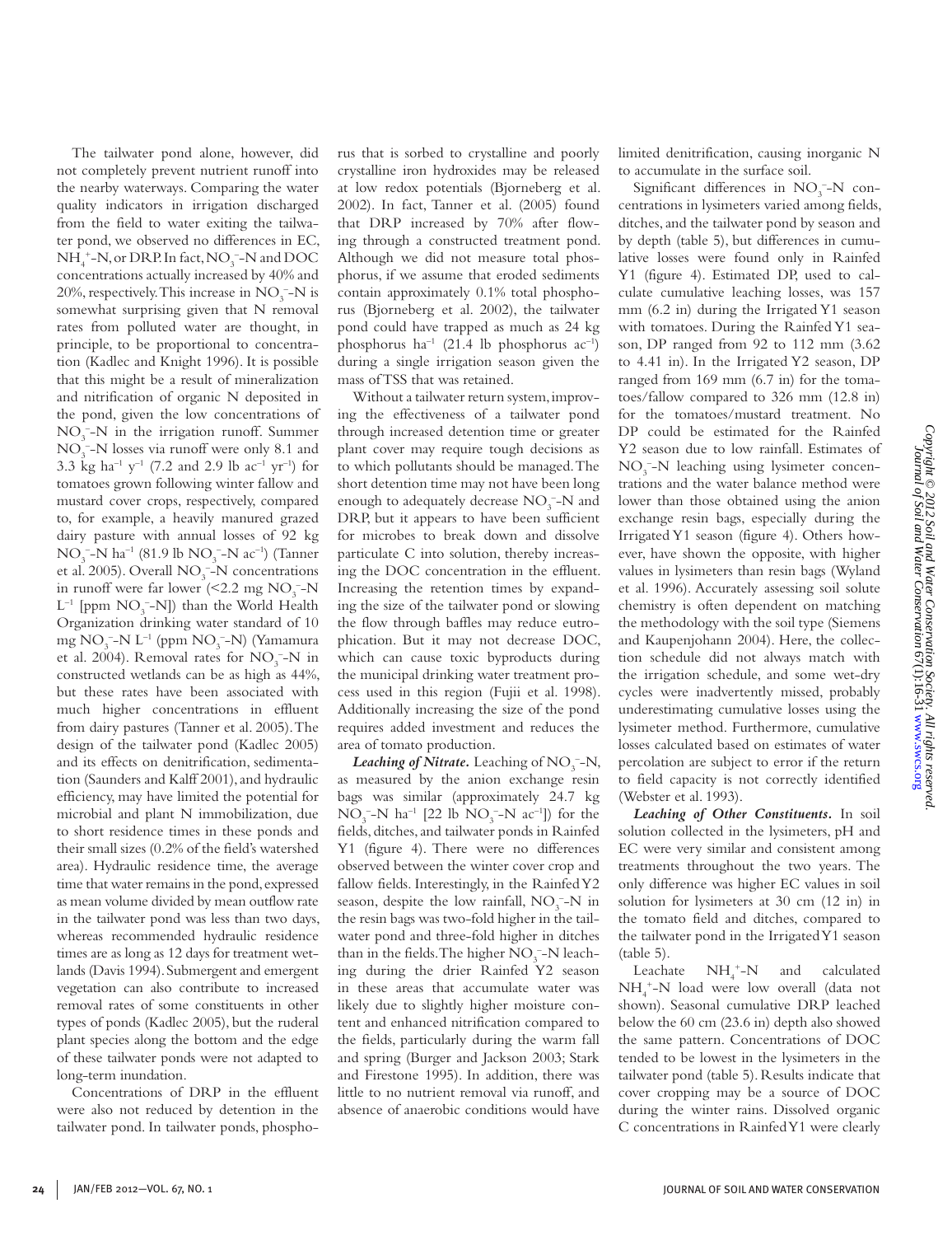The tailwater pond alone, however, did not completely prevent nutrient runoff into the nearby waterways. Comparing the water quality indicators in irrigation discharged from the field to water exiting the tailwater pond, we observed no differences in EC, $NH_4^+$-N, or DRP. In fact, $NO_3^-$-N and DOC concentrations actually increased by 40% and 20%, respectively. This increase in $NO_3^-$-N is somewhat surprising given that N removal rates from polluted water are thought, in principle, to be proportional to concentration (Kadlec and Knight 1996). It is possible that this might be a result of mineralization and nitrification of organic N deposited in the pond, given the low concentrations of $NO_3^-$-N in the irrigation runoff. Summer $NO_3^-$-N losses via runoff were only 8.1 and 3.3 kg ha$^{-1}$ y$^{-1}$ (7.2 and 2.9 lb ac$^{-1}$ yr$^{-1}$) for tomatoes grown following winter fallow and mustard cover crops, respectively, compared to, for example, a heavily manured grazed dairy pasture with annual losses of 92 kg $NO_3^-$-N ha$^{-1}$ (81.9 lb $NO_3^-$-N ac$^{-1}$) (Tanner et al. 2005). Overall $NO_3^-$-N concentrations in runoff were far lower (<2.2 mg $NO_3^-$-N L$^{-1}$ [ppm $NO_3^-$-N]) than the World Health Organization drinking water standard of 10 mg $NO_3^-$-N L$^{-1}$ (ppm $NO_3^-$-N) (Yamamura et al. 2004). Removal rates for $NO_3^-$-N in constructed wetlands can be as high as 44%, but these rates have been associated with much higher concentrations in effluent from dairy pastures (Tanner et al. 2005). The design of the tailwater pond (Kadlec 2005) and its effects on denitrification, sedimentation (Saunders and Kalff 2001), and hydraulic efficiency, may have limited the potential for microbial and plant N immobilization, due to short residence times in these ponds and their small sizes (0.2% of the field's watershed area). Hydraulic residence time, the average time that water remains in the pond, expressed as mean volume divided by mean outflow rate in the tailwater pond was less than two days, whereas recommended hydraulic residence times are as long as 12 days for treatment wetlands (Davis 1994). Submergent and emergent vegetation can also contribute to increased removal rates of some constituents in other types of ponds (Kadlec 2005), but the ruderal plant species along the bottom and the edge of these tailwater ponds were not adapted to long-term inundation.

Concentrations of DRP in the effluent were also not reduced by detention in the tailwater pond. In tailwater ponds, phosphorus that is sorbed to crystalline and poorly crystalline iron hydroxides may be released at low redox potentials (Bjorneberg et al. 2002). In fact, Tanner et al. (2005) found that DRP increased by 70% after flowing through a constructed treatment pond. Although we did not measure total phosphorus, if we assume that eroded sediments contain approximately 0.1% total phosphorus (Bjorneberg et al. 2002), the tailwater pond could have trapped as much as 24 kg phosphorus ha$^{-1}$ (21.4 lb phosphorus ac$^{-1}$) during a single irrigation season given the mass of TSS that was retained.

Without a tailwater return system, improving the effectiveness of a tailwater pond through increased detention time or greater plant cover may require tough decisions as to which pollutants should be managed. The short detention time may not have been long enough to adequately decrease $NO_3^-$-N and DRP, but it appears to have been sufficient for microbes to break down and dissolve particulate C into solution, thereby increasing the DOC concentration in the effluent. Increasing the retention times by expanding the size of the tailwater pond or slowing the flow through baffles may reduce eutrophication. But it may not decrease DOC, which can cause toxic byproducts during the municipal drinking water treatment process used in this region (Fujii et al. 1998). Additionally increasing the size of the pond requires added investment and reduces the area of tomato production.

***Leaching of Nitrate.*** Leaching of $NO_3^-$-N, as measured by the anion exchange resin bags was similar (approximately 24.7 kg $NO_3^-$-N ha$^{-1}$ [22 lb $NO_3^-$-N ac$^{-1}$]) for the fields, ditches, and tailwater ponds in Rainfed Y1 (figure 4). There were no differences observed between the winter cover crop and fallow fields. Interestingly, in the Rainfed Y2 season, despite the low rainfall, $NO_3^-$-N in the resin bags was two-fold higher in the tailwater pond and three-fold higher in ditches than in the fields. The higher $NO_3^-$-N leaching during the drier Rainfed Y2 season in these areas that accumulate water was likely due to slightly higher moisture content and enhanced nitrification compared to the fields, particularly during the warm fall and spring (Burger and Jackson 2003; Stark and Firestone 1995). In addition, there was little to no nutrient removal via runoff, and absence of anaerobic conditions would have limited denitrification, causing inorganic N to accumulate in the surface soil.

Significant differences in $NO_3^-$-N concentrations in lysimeters varied among fields, ditches, and the tailwater pond by season and by depth (table 5), but differences in cumulative losses were found only in Rainfed Y1 (figure 4). Estimated DP, used to calculate cumulative leaching losses, was 157 mm (6.2 in) during the Irrigated Y1 season with tomatoes. During the Rainfed Y1 season, DP ranged from 92 to 112 mm (3.62 to 4.41 in). In the Irrigated Y2 season, DP ranged from 169 mm (6.7 in) for the tomatoes/fallow compared to 326 mm (12.8 in) for the tomatoes/mustard treatment. No DP could be estimated for the Rainfed Y2 season due to low rainfall. Estimates of $NO_3^-$-N leaching using lysimeter concentrations and the water balance method were lower than those obtained using the anion exchange resin bags, especially during the Irrigated Y1 season (figure 4). Others however, have shown the opposite, with higher values in lysimeters than resin bags (Wyland et al. 1996). Accurately assessing soil solute chemistry is often dependent on matching the methodology with the soil type (Siemens and Kaupenjohann 2004). Here, the collection schedule did not always match with the irrigation schedule, and some wet-dry cycles were inadvertently missed, probably underestimating cumulative losses using the lysimeter method. Furthermore, cumulative losses calculated based on estimates of water percolation are subject to error if the return to field capacity is not correctly identified (Webster et al. 1993).

***Leaching of Other Constituents.*** In soil solution collected in the lysimeters, pH and EC were very similar and consistent among treatments throughout the two years. The only difference was higher EC values in soil solution for lysimeters at 30 cm (12 in) in the tomato field and ditches, compared to the tailwater pond in the Irrigated Y1 season (table 5).

Leachate $NH_4^+$-N and calculated $NH_4^+$-N load were low overall (data not shown). Seasonal cumulative DRP leached below the 60 cm (23.6 in) depth also showed the same pattern. Concentrations of DOC tended to be lowest in the lysimeters in the tailwater pond (table 5). Results indicate that cover cropping may be a source of DOC during the winter rains. Dissolved organic C concentrations in Rainfed Y1 were clearly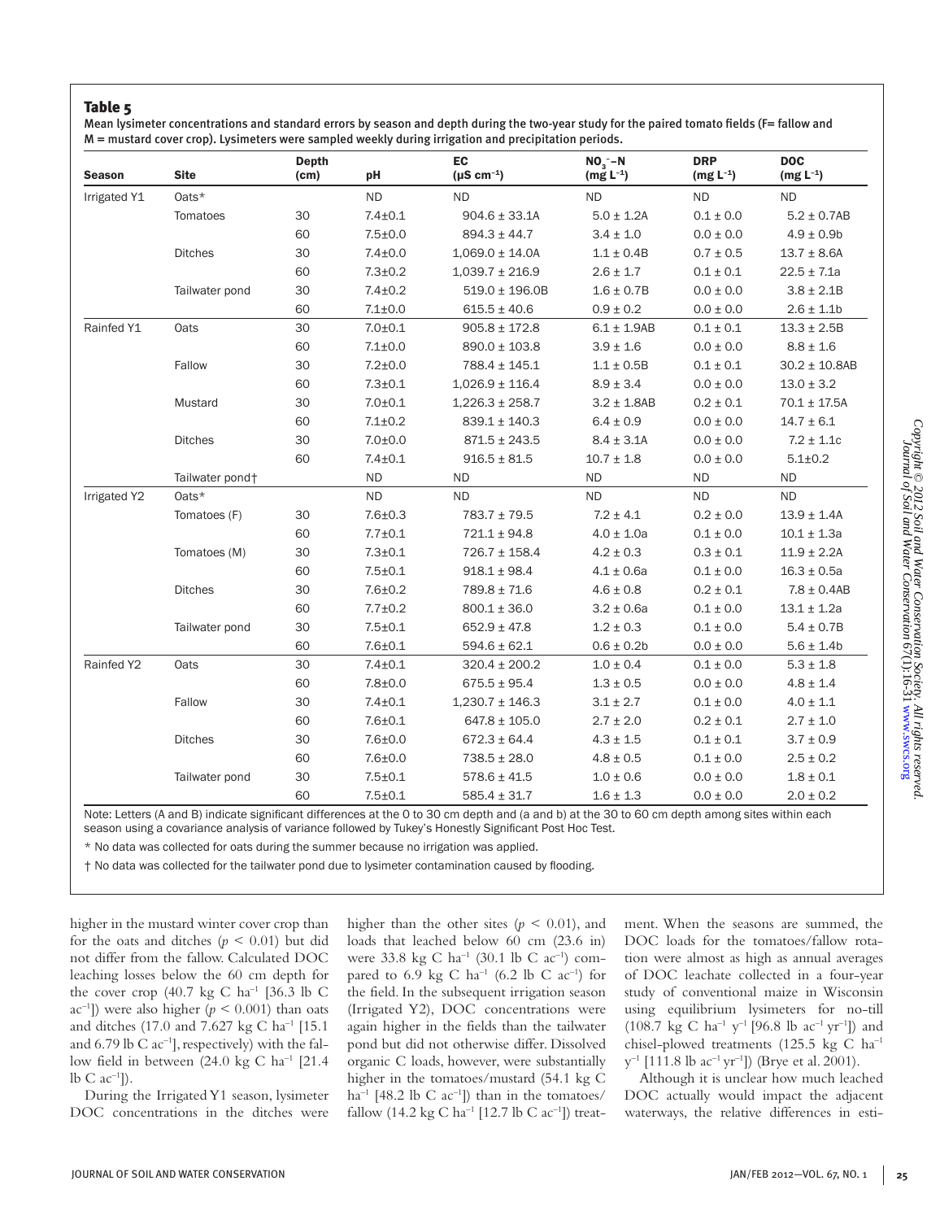## Table 5

Mean lysimeter concentrations and standard errors by season and depth during the two-year study for the paired tomato fields (F= fallow and M = mustard cover crop). Lysimeters were sampled weekly during irrigation and precipitation periods.

| Season | Site | Depth (cm) | pH | EC ($\mu S\ cm^{-1}$) | $NO_3^-$–N ($mg\ L^{-1}$) | DRP ($mg\ L^{-1}$) | DOC ($mg\ L^{-1}$) |
|---|---|---|---|---|---|---|---|
| Irrigated Y1 | Oats* | | ND | ND | ND | ND | ND |
| | Tomatoes | 30 | 7.4±0.1 | 904.6 ± 33.1A | 5.0 ± 1.2A | 0.1 ± 0.0 | 5.2 ± 0.7AB |
| | | 60 | 7.5±0.0 | 894.3 ± 44.7 | 3.4 ± 1.0 | 0.0 ± 0.0 | 4.9 ± 0.9b |
| | Ditches | 30 | 7.4±0.0 | 1,069.0 ± 14.0A | 1.1 ± 0.4B | 0.7 ± 0.5 | 13.7 ± 8.6A |
| | | 60 | 7.3±0.2 | 1,039.7 ± 216.9 | 2.6 ± 1.7 | 0.1 ± 0.1 | 22.5 ± 7.1a |
| | Tailwater pond | 30 | 7.4±0.2 | 519.0 ± 196.0B | 1.6 ± 0.7B | 0.0 ± 0.0 | 3.8 ± 2.1B |
| | | 60 | 7.1±0.0 | 615.5 ± 40.6 | 0.9 ± 0.2 | 0.0 ± 0.0 | 2.6 ± 1.1b |
| Rainfed Y1 | Oats | 30 | 7.0±0.1 | 905.8 ± 172.8 | 6.1 ± 1.9AB | 0.1 ± 0.1 | 13.3 ± 2.5B |
| | | 60 | 7.1±0.0 | 890.0 ± 103.8 | 3.9 ± 1.6 | 0.0 ± 0.0 | 8.8 ± 1.6 |
| | Fallow | 30 | 7.2±0.0 | 788.4 ± 145.1 | 1.1 ± 0.5B | 0.1 ± 0.1 | 30.2 ± 10.8AB |
| | | 60 | 7.3±0.1 | 1,026.9 ± 116.4 | 8.9 ± 3.4 | 0.0 ± 0.0 | 13.0 ± 3.2 |
| | Mustard | 30 | 7.0±0.1 | 1,226.3 ± 258.7 | 3.2 ± 1.8AB | 0.2 ± 0.1 | 70.1 ± 17.5A |
| | | 60 | 7.1±0.2 | 839.1 ± 140.3 | 6.4 ± 0.9 | 0.0 ± 0.0 | 14.7 ± 6.1 |
| | Ditches | 30 | 7.0±0.0 | 871.5 ± 243.5 | 8.4 ± 3.1A | 0.0 ± 0.0 | 7.2 ± 1.1c |
| | | 60 | 7.4±0.1 | 916.5 ± 81.5 | 10.7 ± 1.8 | 0.0 ± 0.0 | 5.1±0.2 |
| | Tailwater pond† | | ND | ND | ND | ND | ND |
| Irrigated Y2 | Oats* | | ND | ND | ND | ND | ND |
| | Tomatoes (F) | 30 | 7.6±0.3 | 783.7 ± 79.5 | 7.2 ± 4.1 | 0.2 ± 0.0 | 13.9 ± 1.4A |
| | | 60 | 7.7±0.1 | 721.1 ± 94.8 | 4.0 ± 1.0a | 0.1 ± 0.0 | 10.1 ± 1.3a |
| | Tomatoes (M) | 30 | 7.3±0.1 | 726.7 ± 158.4 | 4.2 ± 0.3 | 0.3 ± 0.1 | 11.9 ± 2.2A |
| | | 60 | 7.5±0.1 | 918.1 ± 98.4 | 4.1 ± 0.6a | 0.1 ± 0.0 | 16.3 ± 0.5a |
| | Ditches | 30 | 7.6±0.2 | 789.8 ± 71.6 | 4.6 ± 0.8 | 0.2 ± 0.1 | 7.8 ± 0.4AB |
| | | 60 | 7.7±0.2 | 800.1 ± 36.0 | 3.2 ± 0.6a | 0.1 ± 0.0 | 13.1 ± 1.2a |
| | Tailwater pond | 30 | 7.5±0.1 | 652.9 ± 47.8 | 1.2 ± 0.3 | 0.1 ± 0.0 | 5.4 ± 0.7B |
| | | 60 | 7.6±0.1 | 594.6 ± 62.1 | 0.6 ± 0.2b | 0.0 ± 0.0 | 5.6 ± 1.4b |
| Rainfed Y2 | Oats | 30 | 7.4±0.1 | 320.4 ± 200.2 | 1.0 ± 0.4 | 0.1 ± 0.0 | 5.3 ± 1.8 |
| | | 60 | 7.8±0.0 | 675.5 ± 95.4 | 1.3 ± 0.5 | 0.0 ± 0.0 | 4.8 ± 1.4 |
| | Fallow | 30 | 7.4±0.1 | 1,230.7 ± 146.3 | 3.1 ± 2.7 | 0.1 ± 0.0 | 4.0 ± 1.1 |
| | | 60 | 7.6±0.1 | 647.8 ± 105.0 | 2.7 ± 2.0 | 0.2 ± 0.1 | 2.7 ± 1.0 |
| | Ditches | 30 | 7.6±0.0 | 672.3 ± 64.4 | 4.3 ± 1.5 | 0.1 ± 0.1 | 3.7 ± 0.9 |
| | | 60 | 7.6±0.0 | 738.5 ± 28.0 | 4.8 ± 0.5 | 0.1 ± 0.0 | 2.5 ± 0.2 |
| | Tailwater pond | 30 | 7.5±0.1 | 578.6 ± 41.5 | 1.0 ± 0.6 | 0.0 ± 0.0 | 1.8 ± 0.1 |
| | | 60 | 7.5±0.1 | 585.4 ± 31.7 | 1.6 ± 1.3 | 0.0 ± 0.0 | 2.0 ± 0.2 |

Note: Letters (A and B) indicate significant differences at the 0 to 30 cm depth and (a and b) at the 30 to 60 cm depth among sites within each season using a covariance analysis of variance followed by Tukey's Honestly Significant Post Hoc Test.

\* No data was collected for oats during the summer because no irrigation was applied.

† No data was collected for the tailwater pond due to lysimeter contamination caused by flooding.

higher in the mustard winter cover crop than for the oats and ditches ($p < 0.01$) but did not differ from the fallow. Calculated DOC leaching losses below the 60 cm depth for the cover crop (40.7 kg C ha$^{-1}$ [36.3 lb C ac$^{-1}$]) were also higher ($p < 0.001$) than oats and ditches (17.0 and 7.627 kg C ha$^{-1}$ [15.1 and 6.79 lb C ac$^{-1}$], respectively) with the fallow field in between (24.0 kg C ha$^{-1}$ [21.4 lb C ac$^{-1}$]).

During the Irrigated Y1 season, lysimeter DOC concentrations in the ditches were higher than the other sites ($p < 0.01$), and loads that leached below 60 cm (23.6 in) were 33.8 kg C ha$^{-1}$ (30.1 lb C ac$^{-1}$) compared to 6.9 kg C ha$^{-1}$ (6.2 lb C ac$^{-1}$) for the field. In the subsequent irrigation season (Irrigated Y2), DOC concentrations were again higher in the fields than the tailwater pond but did not otherwise differ. Dissolved organic C loads, however, were substantially higher in the tomatoes/mustard (54.1 kg C ha$^{-1}$ [48.2 lb C ac$^{-1}$]) than in the tomatoes/fallow (14.2 kg C ha$^{-1}$ [12.7 lb C ac$^{-1}$]) treatment. When the seasons are summed, the DOC loads for the tomatoes/fallow rotation were almost as high as annual averages of DOC leachate collected in a four-year study of conventional maize in Wisconsin using equilibrium lysimeters for no-till (108.7 kg C ha$^{-1}$ y$^{-1}$ [96.8 lb ac$^{-1}$ yr$^{-1}$]) and chisel-plowed treatments (125.5 kg C ha$^{-1}$ y$^{-1}$ [111.8 lb ac$^{-1}$ yr$^{-1}$]) (Brye et al. 2001).

Although it is unclear how much leached DOC actually would impact the adjacent waterways, the relative differences in esti-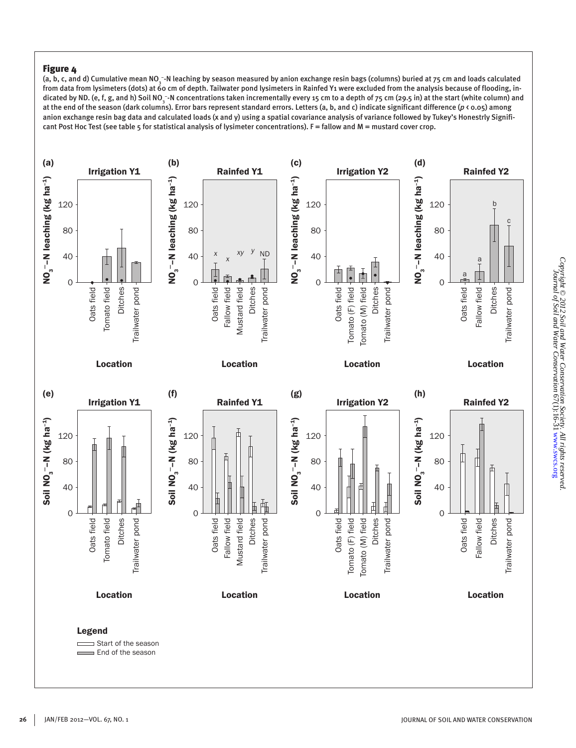**Figure 4**

(a, b, c, and d) Cumulative mean $NO_3^-$-N leaching by season measured by anion exchange resin bags (columns) buried at 75 cm and loads calculated from data from lysimeters (dots) at 60 cm of depth. Tailwater pond lysimeters in Rainfed Y1 were excluded from the analysis because of flooding, indicated by ND. (e, f, g, and h) Soil $NO_3^-$-N concentrations taken incrementally every 15 cm to a depth of 75 cm (29.5 in) at the start (white column) and at the end of the season (dark columns). Error bars represent standard errors. Letters (a, b, and c) indicate significant difference ($p < 0.05$) among anion exchange resin bag data and calculated loads (x and y) using a spatial covariance analysis of variance followed by Tukey's Honestrly Significant Post Hoc Test (see table 5 for statistical analysis of lysimeter concentrations). F = fallow and M = mustard cover crop.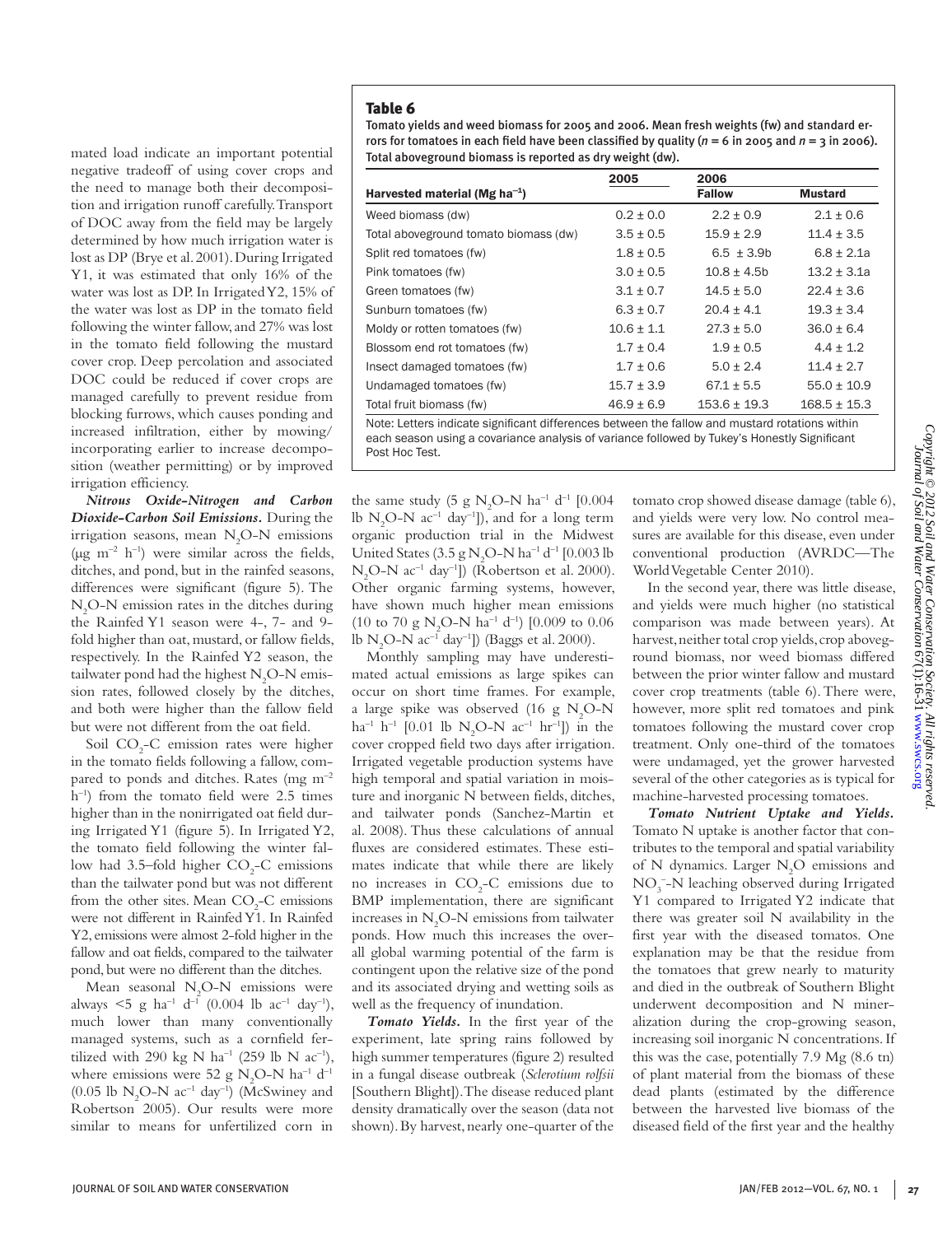mated load indicate an important potential negative tradeoff of using cover crops and the need to manage both their decomposition and irrigation runoff carefully. Transport of DOC away from the field may be largely determined by how much irrigation water is lost as DP (Brye et al. 2001). During Irrigated Y1, it was estimated that only 16% of the water was lost as DP. In Irrigated Y2, 15% of the water was lost as DP in the tomato field following the winter fallow, and 27% was lost in the tomato field following the mustard cover crop. Deep percolation and associated DOC could be reduced if cover crops are managed carefully to prevent residue from blocking furrows, which causes ponding and increased infiltration, either by mowing/incorporating earlier to increase decomposition (weather permitting) or by improved irrigation efficiency.

***Nitrous Oxide-Nitrogen and Carbon Dioxide-Carbon Soil Emissions.*** During the irrigation seasons, mean $N_2O$-N emissions (μg $m^{-2}$ $h^{-1}$) were similar across the fields, ditches, and pond, but in the rainfed seasons, differences were significant (figure 5). The $N_2O$-N emission rates in the ditches during the Rainfed Y1 season were 4-, 7- and 9-fold higher than oat, mustard, or fallow fields, respectively. In the Rainfed Y2 season, the tailwater pond had the highest $N_2O$-N emission rates, followed closely by the ditches, and both were higher than the fallow field but were not different from the oat field.

Soil $CO_2$-C emission rates were higher in the tomato fields following a fallow, compared to ponds and ditches. Rates (mg $m^{-2}$ $h^{-1}$) from the tomato field were 2.5 times higher than in the nonirrigated oat field during Irrigated Y1 (figure 5). In Irrigated Y2, the tomato field following the winter fallow had 3.5–fold higher $CO_2$-C emissions than the tailwater pond but was not different from the other sites. Mean $CO_2$-C emissions were not different in Rainfed Y1. In Rainfed Y2, emissions were almost 2-fold higher in the fallow and oat fields, compared to the tailwater pond, but were no different than the ditches.

Mean seasonal $N_2O$-N emissions were always <5 g $ha^{-1}$ $d^{-1}$ (0.004 lb $ac^{-1}$ $day^{-1}$), much lower than many conventionally managed systems, such as a cornfield fertilized with 290 kg N $ha^{-1}$ (259 lb N $ac^{-1}$), where emissions were 52 g $N_2O$-N $ha^{-1}$ $d^{-1}$ (0.05 lb $N_2O$-N $ac^{-1}$ $day^{-1}$) (McSwiney and Robertson 2005). Our results were more similar to means for unfertilized corn in the same study (5 g $N_2O$-N $ha^{-1}$ $d^{-1}$ [0.004 lb $N_2O$-N $ac^{-1}$ $day^{-1}$]), and for a long term organic production trial in the Midwest United States (3.5 g $N_2O$-N $ha^{-1}$ $d^{-1}$ [0.003 lb $N_2O$-N $ac^{-1}$ $day^{-1}$]) (Robertson et al. 2000). Other organic farming systems, however, have shown much higher mean emissions (10 to 70 g $N_2O$-N $ha^{-1}$ $d^{-1}$) [0.009 to 0.06 lb $N_2O$-N $ac^{-1}$ $day^{-1}$]) (Baggs et al. 2000).

Monthly sampling may have underestimated actual emissions as large spikes can occur on short time frames. For example, a large spike was observed (16 g $N_2O$-N $ha^{-1}$ $h^{-1}$ [0.01 lb $N_2O$-N $ac^{-1}$ $hr^{-1}$]) in the cover cropped field two days after irrigation. Irrigated vegetable production systems have high temporal and spatial variation in moisture and inorganic N between fields, ditches, and tailwater ponds (Sanchez-Martin et al. 2008). Thus these calculations of annual fluxes are considered estimates. These estimates indicate that while there are likely no increases in $CO_2$-C emissions due to BMP implementation, there are significant increases in $N_2O$-N emissions from tailwater ponds. How much this increases the overall global warming potential of the farm is contingent upon the relative size of the pond and its associated drying and wetting soils as well as the frequency of inundation.

**Table 6**
Tomato yields and weed biomass for 2005 and 2006. Mean fresh weights (fw) and standard errors for tomatoes in each field have been classified by quality ($n$ = 6 in 2005 and $n$ = 3 in 2006). Total aboveground biomass is reported as dry weight (dw).

| Harvested material (Mg $ha^{-1}$) | 2005 | 2006 Fallow | 2006 Mustard |
|---|---|---|---|
| Weed biomass (dw) | 0.2 ± 0.0 | 2.2 ± 0.9 | 2.1 ± 0.6 |
| Total aboveground tomato biomass (dw) | 3.5 ± 0.5 | 15.9 ± 2.9 | 11.4 ± 3.5 |
| Split red tomatoes (fw) | 1.8 ± 0.5 | 6.5 ± 3.9b | 6.8 ± 2.1a |
| Pink tomatoes (fw) | 3.0 ± 0.5 | 10.8 ± 4.5b | 13.2 ± 3.1a |
| Green tomatoes (fw) | 3.1 ± 0.7 | 14.5 ± 5.0 | 22.4 ± 3.6 |
| Sunburn tomatoes (fw) | 6.3 ± 0.7 | 20.4 ± 4.1 | 19.3 ± 3.4 |
| Moldy or rotten tomatoes (fw) | 10.6 ± 1.1 | 27.3 ± 5.0 | 36.0 ± 6.4 |
| Blossom end rot tomatoes (fw) | 1.7 ± 0.4 | 1.9 ± 0.5 | 4.4 ± 1.2 |
| Insect damaged tomatoes (fw) | 1.7 ± 0.6 | 5.0 ± 2.4 | 11.4 ± 2.7 |
| Undamaged tomatoes (fw) | 15.7 ± 3.9 | 67.1 ± 5.5 | 55.0 ± 10.9 |
| Total fruit biomass (fw) | 46.9 ± 6.9 | 153.6 ± 19.3 | 168.5 ± 15.3 |

Note: Letters indicate significant differences between the fallow and mustard rotations within each season using a covariance analysis of variance followed by Tukey's Honestly Significant Post Hoc Test.

***Tomato Yields.*** In the first year of the experiment, late spring rains followed by high summer temperatures (figure 2) resulted in a fungal disease outbreak (*Sclerotium rolfsii* [Southern Blight]). The disease reduced plant density dramatically over the season (data not shown). By harvest, nearly one-quarter of the tomato crop showed disease damage (table 6), and yields were very low. No control measures are available for this disease, even under conventional production (AVRDC—The World Vegetable Center 2010).

In the second year, there was little disease, and yields were much higher (no statistical comparison was made between years). At harvest, neither total crop yields, crop aboveground biomass, nor weed biomass differed between the prior winter fallow and mustard cover crop treatments (table 6). There were, however, more split red tomatoes and pink tomatoes following the mustard cover crop treatment. Only one-third of the tomatoes were undamaged, yet the grower harvested several of the other categories as is typical for machine-harvested processing tomatoes.

***Tomato Nutrient Uptake and Yields.*** Tomato N uptake is another factor that contributes to the temporal and spatial variability of N dynamics. Larger $N_2O$ emissions and $NO_3^-$-N leaching observed during Irrigated Y1 compared to Irrigated Y2 indicate that there was greater soil N availability in the first year with the diseased tomatos. One explanation may be that the residue from the tomatoes that grew nearly to maturity and died in the outbreak of Southern Blight underwent decomposition and N mineralization during the crop-growing season, increasing soil inorganic N concentrations. If this was the case, potentially 7.9 Mg (8.6 tn) of plant material from the biomass of these dead plants (estimated by the difference between the harvested live biomass of the diseased field of the first year and the healthy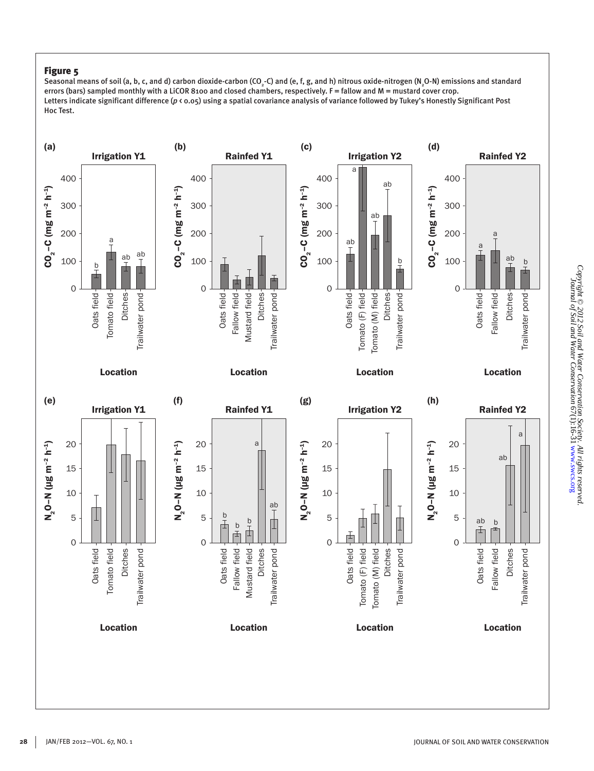## Figure 5

Seasonal means of soil (a, b, c, and d) carbon dioxide-carbon ($CO_2$-C) and (e, f, g, and h) nitrous oxide-nitrogen ($N_2O$-N) emissions and standard errors (bars) sampled monthly with a LiCOR 8100 and closed chambers, respectively. F = fallow and M = mustard cover crop.
Letters indicate significant difference ($p < 0.05$) using a spatial covariance analysis of variance followed by Tukey's Honestly Significant Post Hoc Test.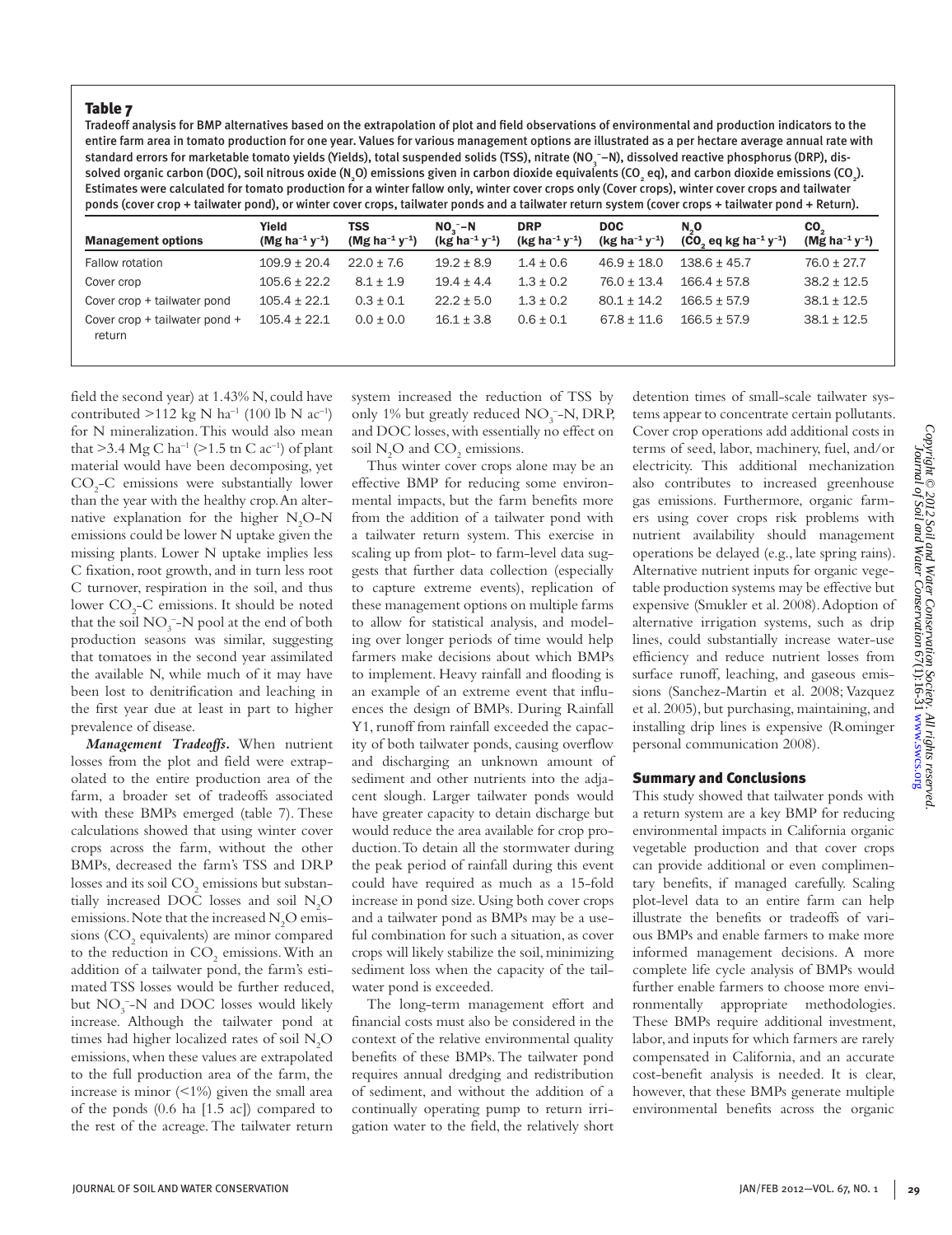## Table 7

Tradeoff analysis for BMP alternatives based on the extrapolation of plot and field observations of environmental and production indicators to the entire farm area in tomato production for one year. Values for various management options are illustrated as a per hectare average annual rate with standard errors for marketable tomato yields (Yields), total suspended solids (TSS), nitrate ($NO_3^-$–N), dissolved reactive phosphorus (DRP), dissolved organic carbon (DOC), soil nitrous oxide ($N_2O$) emissions given in carbon dioxide equivalents ($CO_2$ eq), and carbon dioxide emissions ($CO_2$). Estimates were calculated for tomato production for a winter fallow only, winter cover crops only (Cover crops), winter cover crops and tailwater ponds (cover crop + tailwater pond), or winter cover crops, tailwater ponds and a tailwater return system (cover crops + tailwater pond + Return).

| Management options | Yield (Mg ha$^{-1}$ y$^{-1}$) | TSS (Mg ha$^{-1}$ y$^{-1}$) | $NO_3^-$–N (kg ha$^{-1}$ y$^{-1}$) | DRP (kg ha$^{-1}$ y$^{-1}$) | DOC (kg ha$^{-1}$ y$^{-1}$) | $N_2O$ ($CO_2$ eq kg ha$^{-1}$ y$^{-1}$) | $CO_2$ (Mg ha$^{-1}$ y$^{-1}$) |
|---|---|---|---|---|---|---|---|
| Fallow rotation | 109.9 ± 20.4 | 22.0 ± 7.6 | 19.2 ± 8.9 | 1.4 ± 0.6 | 46.9 ± 18.0 | 138.6 ± 45.7 | 76.0 ± 27.7 |
| Cover crop | 105.6 ± 22.2 | 8.1 ± 1.9 | 19.4 ± 4.4 | 1.3 ± 0.2 | 76.0 ± 13.4 | 166.4 ± 57.8 | 38.2 ± 12.5 |
| Cover crop + tailwater pond | 105.4 ± 22.1 | 0.3 ± 0.1 | 22.2 ± 5.0 | 1.3 ± 0.2 | 80.1 ± 14.2 | 166.5 ± 57.9 | 38.1 ± 12.5 |
| Cover crop + tailwater pond + return | 105.4 ± 22.1 | 0.0 ± 0.0 | 16.1 ± 3.8 | 0.6 ± 0.1 | 67.8 ± 11.6 | 166.5 ± 57.9 | 38.1 ± 12.5 |

field the second year) at 1.43% N, could have contributed >112 kg N ha$^{-1}$ (100 lb N ac$^{-1}$) for N mineralization. This would also mean that >3.4 Mg C ha$^{-1}$ (>1.5 tn C ac$^{-1}$) of plant material would have been decomposing, yet $CO_2$-C emissions were substantially lower than the year with the healthy crop. An alternative explanation for the higher $N_2O$-N emissions could be lower N uptake given the missing plants. Lower N uptake implies less C fixation, root growth, and in turn less root C turnover, respiration in the soil, and thus lower $CO_2$-C emissions. It should be noted that the soil $NO_3^-$-N pool at the end of both production seasons was similar, suggesting that tomatoes in the second year assimilated the available N, while much of it may have been lost to denitrification and leaching in the first year due at least in part to higher prevalence of disease.

***Management Tradeoffs.*** When nutrient losses from the plot and field were extrapolated to the entire production area of the farm, a broader set of tradeoffs associated with these BMPs emerged (table 7). These calculations showed that using winter cover crops across the farm, without the other BMPs, decreased the farm's TSS and DRP losses and its soil $CO_2$ emissions but substantially increased DOC losses and soil $N_2O$ emissions. Note that the increased $N_2O$ emissions ($CO_2$ equivalents) are minor compared to the reduction in $CO_2$ emissions. With an addition of a tailwater pond, the farm's estimated TSS losses would be further reduced, but $NO_3^-$-N and DOC losses would likely increase. Although the tailwater pond at times had higher localized rates of soil $N_2O$ emissions, when these values are extrapolated to the full production area of the farm, the increase is minor (<1%) given the small area of the ponds (0.6 ha [1.5 ac]) compared to the rest of the acreage. The tailwater return system increased the reduction of TSS by only 1% but greatly reduced $NO_3^-$-N, DRP, and DOC losses, with essentially no effect on soil $N_2O$ and $CO_2$ emissions.

Thus winter cover crops alone may be an effective BMP for reducing some environmental impacts, but the farm benefits more from the addition of a tailwater pond with a tailwater return system. This exercise in scaling up from plot- to farm-level data suggests that further data collection (especially to capture extreme events), replication of these management options on multiple farms to allow for statistical analysis, and modeling over longer periods of time would help farmers make decisions about which BMPs to implement. Heavy rainfall and flooding is an example of an extreme event that influences the design of BMPs. During Rainfall Y1, runoff from rainfall exceeded the capacity of both tailwater ponds, causing overflow and discharging an unknown amount of sediment and other nutrients into the adjacent slough. Larger tailwater ponds would have greater capacity to detain discharge but would reduce the area available for crop production. To detain all the stormwater during the peak period of rainfall during this event could have required as much as a 15-fold increase in pond size. Using both cover crops and a tailwater pond as BMPs may be a useful combination for such a situation, as cover crops will likely stabilize the soil, minimizing sediment loss when the capacity of the tailwater pond is exceeded.

The long-term management effort and financial costs must also be considered in the context of the relative environmental quality benefits of these BMPs. The tailwater pond requires annual dredging and redistribution of sediment, and without the addition of a continually operating pump to return irrigation water to the field, the relatively short detention times of small-scale tailwater systems appear to concentrate certain pollutants. Cover crop operations add additional costs in terms of seed, labor, machinery, fuel, and/or electricity. This additional mechanization also contributes to increased greenhouse gas emissions. Furthermore, organic farmers using cover crops risk problems with nutrient availability should management operations be delayed (e.g., late spring rains). Alternative nutrient inputs for organic vegetable production systems may be effective but expensive (Smukler et al. 2008). Adoption of alternative irrigation systems, such as drip lines, could substantially increase water-use efficiency and reduce nutrient losses from surface runoff, leaching, and gaseous emissions (Sanchez-Martin et al. 2008; Vazquez et al. 2005), but purchasing, maintaining, and installing drip lines is expensive (Rominger personal communication 2008).

## Summary and Conclusions

This study showed that tailwater ponds with a return system are a key BMP for reducing environmental impacts in California organic vegetable production and that cover crops can provide additional or even complimentary benefits, if managed carefully. Scaling plot-level data to an entire farm can help illustrate the benefits or tradeoffs of various BMPs and enable farmers to make more informed management decisions. A more complete life cycle analysis of BMPs would further enable farmers to choose more environmentally appropriate methodologies. These BMPs require additional investment, labor, and inputs for which farmers are rarely compensated in California, and an accurate cost-benefit analysis is needed. It is clear, however, that these BMPs generate multiple environmental benefits across the organic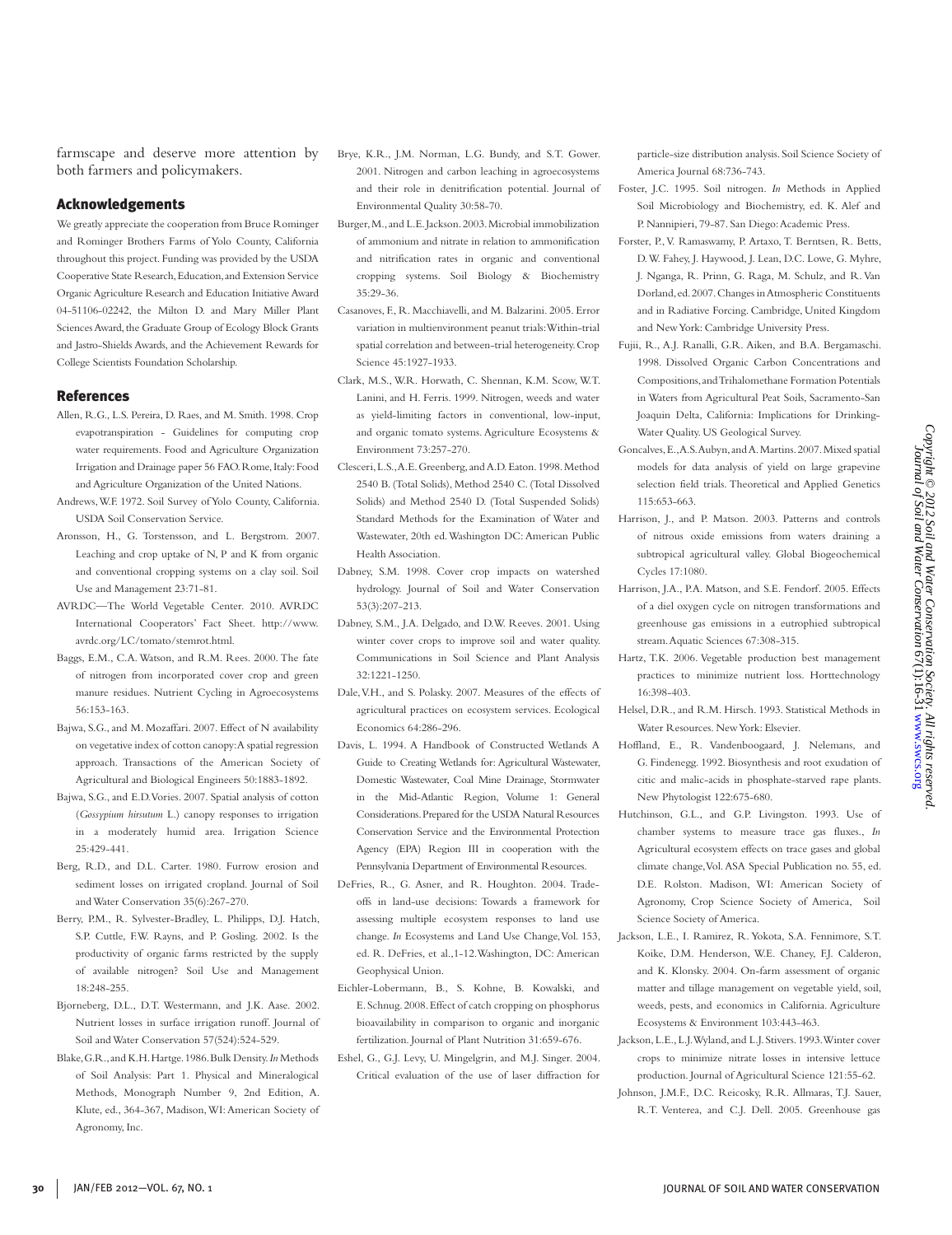farmscape and deserve more attention by both farmers and policymakers.

## Acknowledgements

We greatly appreciate the cooperation from Bruce Rominger and Rominger Brothers Farms of Yolo County, California throughout this project. Funding was provided by the USDA Cooperative State Research, Education, and Extension Service Organic Agriculture Research and Education Initiative Award 04-51106-02242, the Milton D. and Mary Miller Plant Sciences Award, the Graduate Group of Ecology Block Grants and Jastro-Shields Awards, and the Achievement Rewards for College Scientists Foundation Scholarship.

## References

Allen, R.G., L.S. Pereira, D. Raes, and M. Smith. 1998. Crop evapotranspiration - Guidelines for computing crop water requirements. Food and Agriculture Organization Irrigation and Drainage paper 56 FAO. Rome, Italy: Food and Agriculture Organization of the United Nations.

Andrews, W.F. 1972. Soil Survey of Yolo County, California. USDA Soil Conservation Service.

Aronsson, H., G. Torstensson, and L. Bergstrom. 2007. Leaching and crop uptake of N, P and K from organic and conventional cropping systems on a clay soil. Soil Use and Management 23:71-81.

AVRDC—The World Vegetable Center. 2010. AVRDC International Cooperators' Fact Sheet. http://www.avrdc.org/LC/tomato/stemrot.html.

Baggs, E.M., C.A. Watson, and R.M. Rees. 2000. The fate of nitrogen from incorporated cover crop and green manure residues. Nutrient Cycling in Agroecosystems 56:153-163.

Bajwa, S.G., and M. Mozaffari. 2007. Effect of N availability on vegetative index of cotton canopy: A spatial regression approach. Transactions of the American Society of Agricultural and Biological Engineers 50:1883-1892.

Bajwa, S.G., and E.D. Vories. 2007. Spatial analysis of cotton (*Gossypium hirsutum* L.) canopy responses to irrigation in a moderately humid area. Irrigation Science 25:429-441.

Berg, R.D., and D.L. Carter. 1980. Furrow erosion and sediment losses on irrigated cropland. Journal of Soil and Water Conservation 35(6):267-270.

Berry, P.M., R. Sylvester-Bradley, L. Philipps, D.J. Hatch, S.P. Cuttle, F.W. Rayns, and P. Gosling. 2002. Is the productivity of organic farms restricted by the supply of available nitrogen? Soil Use and Management 18:248-255.

Bjorneberg, D.L., D.T. Westermann, and J.K. Aase. 2002. Nutrient losses in surface irrigation runoff. Journal of Soil and Water Conservation 57(524):524-529.

Blake, G.R., and K.H. Hartge. 1986. Bulk Density. *In* Methods of Soil Analysis: Part 1. Physical and Mineralogical Methods, Monograph Number 9, 2nd Edition, A. Klute, ed., 364-367, Madison, WI: American Society of Agronomy, Inc.

Brye, K.R., J.M. Norman, L.G. Bundy, and S.T. Gower. 2001. Nitrogen and carbon leaching in agroecosystems and their role in denitrification potential. Journal of Environmental Quality 30:58-70.

Burger, M., and L.E. Jackson. 2003. Microbial immobilization of ammonium and nitrate in relation to ammonification and nitrification rates in organic and conventional cropping systems. Soil Biology & Biochemistry 35:29-36.

Casanoves, F., R. Macchiavelli, and M. Balzarini. 2005. Error variation in multienvironment peanut trials: Within-trial spatial correlation and between-trial heterogeneity. Crop Science 45:1927-1933.

Clark, M.S., W.R. Horwath, C. Shennan, K.M. Scow, W.T. Lanini, and H. Ferris. 1999. Nitrogen, weeds and water as yield-limiting factors in conventional, low-input, and organic tomato systems. Agriculture Ecosystems & Environment 73:257-270.

Clesceri, L.S., A.E. Greenberg, and A.D. Eaton. 1998. Method 2540 B. (Total Solids), Method 2540 C. (Total Dissolved Solids) and Method 2540 D. (Total Suspended Solids) Standard Methods for the Examination of Water and Wastewater, 20th ed. Washington DC: American Public Health Association.

Dabney, S.M. 1998. Cover crop impacts on watershed hydrology. Journal of Soil and Water Conservation 53(3):207-213.

Dabney, S.M., J.A. Delgado, and D.W. Reeves. 2001. Using winter cover crops to improve soil and water quality. Communications in Soil Science and Plant Analysis 32:1221-1250.

Dale, V.H., and S. Polasky. 2007. Measures of the effects of agricultural practices on ecosystem services. Ecological Economics 64:286-296.

Davis, L. 1994. A Handbook of Constructed Wetlands A Guide to Creating Wetlands for: Agricultural Wastewater, Domestic Wastewater, Coal Mine Drainage, Stormwater in the Mid-Atlantic Region, Volume 1: General Considerations. Prepared for the USDA Natural Resources Conservation Service and the Environmental Protection Agency (EPA) Region III in cooperation with the Pennsylvania Department of Environmental Resources.

DeFries, R., G. Asner, and R. Houghton. 2004. Trade-offs in land-use decisions: Towards a framework for assessing multiple ecosystem responses to land use change. *In* Ecosystems and Land Use Change, Vol. 153, ed. R. DeFries, et al.,1-12. Washington, DC: American Geophysical Union.

Eichler-Lobermann, B., S. Kohne, B. Kowalski, and E. Schnug. 2008. Effect of catch cropping on phosphorus bioavailability in comparison to organic and inorganic fertilization. Journal of Plant Nutrition 31:659-676.

Eshel, G., G.J. Levy, U. Mingelgrin, and M.J. Singer. 2004. Critical evaluation of the use of laser diffraction for particle-size distribution analysis. Soil Science Society of America Journal 68:736-743.

Foster, J.C. 1995. Soil nitrogen. *In* Methods in Applied Soil Microbiology and Biochemistry, ed. K. Alef and P. Nannipieri, 79-87. San Diego: Academic Press.

Forster, P., V. Ramaswamy, P. Artaxo, T. Berntsen, R. Betts, D.W. Fahey, J. Haywood, J. Lean, D.C. Lowe, G. Myhre, J. Nganga, R. Prinn, G. Raga, M. Schulz, and R. Van Dorland, ed. 2007. Changes in Atmospheric Constituents and in Radiative Forcing. Cambridge, United Kingdom and New York: Cambridge University Press.

Fujii, R., A.J. Ranalli, G.R. Aiken, and B.A. Bergamaschi. 1998. Dissolved Organic Carbon Concentrations and Compositions, and Trihalomethane Formation Potentials in Waters from Agricultural Peat Soils, Sacramento-San Joaquin Delta, California: Implications for Drinking-Water Quality. US Geological Survey.

Goncalves, E., A.S. Aubyn, and A. Martins. 2007. Mixed spatial models for data analysis of yield on large grapevine selection field trials. Theoretical and Applied Genetics 115:653-663.

Harrison, J., and P. Matson. 2003. Patterns and controls of nitrous oxide emissions from waters draining a subtropical agricultural valley. Global Biogeochemical Cycles 17:1080.

Harrison, J.A., P.A. Matson, and S.E. Fendorf. 2005. Effects of a diel oxygen cycle on nitrogen transformations and greenhouse gas emissions in a eutrophied subtropical stream. Aquatic Sciences 67:308-315.

Hartz, T.K. 2006. Vegetable production best management practices to minimize nutrient loss. Horttechnology 16:398-403.

Helsel, D.R., and R.M. Hirsch. 1993. Statistical Methods in Water Resources. New York: Elsevier.

Hoffland, E., R. Vandenboogaard, J. Nelemans, and G. Findenegg. 1992. Biosynthesis and root exudation of citic and malic-acids in phosphate-starved rape plants. New Phytologist 122:675-680.

Hutchinson, G.L., and G.P. Livingston. 1993. Use of chamber systems to measure trace gas fluxes., *In* Agricultural ecosystem effects on trace gases and global climate change, Vol. ASA Special Publication no. 55, ed. D.E. Rolston. Madison, WI: American Society of Agronomy, Crop Science Society of America, Soil Science Society of America.

Jackson, L.E., I. Ramirez, R. Yokota, S.A. Fennimore, S.T. Koike, D.M. Henderson, W.E. Chaney, F.J. Calderon, and K. Klonsky. 2004. On-farm assessment of organic matter and tillage management on vegetable yield, soil, weeds, pests, and economics in California. Agriculture Ecosystems & Environment 103:443-463.

Jackson, L.E., L.J. Wyland, and L.J. Stivers. 1993. Winter cover crops to minimize nitrate losses in intensive lettuce production. Journal of Agricultural Science 121:55-62.

Johnson, J.M.F., D.C. Reicosky, R.R. Allmaras, T.J. Sauer, R.T. Venterea, and C.J. Dell. 2005. Greenhouse gas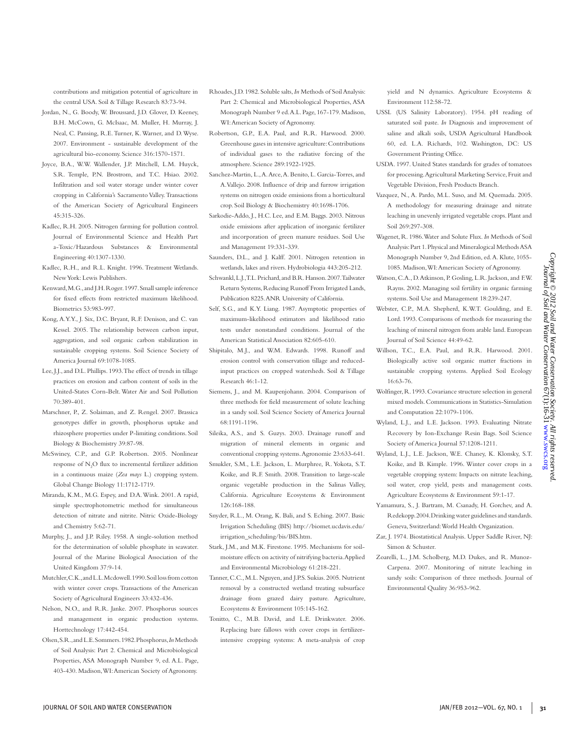contributions and mitigation potential of agriculture in the central USA. Soil & Tillage Research 83:73-94.

Jordan, N., G. Boody, W. Broussard, J.D. Glover, D. Keeney, B.H. McCown, G. McIsaac, M. Muller, H. Murray, J. Neal, C. Pansing, R.E. Turner, K. Warner, and D. Wyse. 2007. Environment - sustainable development of the agricultural bio-economy. Science 316:1570-1571.

Joyce, B.A., W.W. Wallender, J.P. Mitchell, L.M. Huyck, S.R. Temple, P.N. Brostrom, and T.C. Hsiao. 2002. Infiltration and soil water storage under winter cover cropping in California's Sacramento Valley. Transactions of the American Society of Agricultural Engineers 45:315-326.

Kadlec, R.H. 2005. Nitrogen farming for pollution control. Journal of Environmental Science and Health Part a-Toxic/Hazardous Substances & Environmental Engineering 40:1307-1330.

Kadlec, R.H., and R.L. Knight. 1996. Treatment Wetlands. New York: Lewis Publishers.

Kenward, M.G., and J.H. Roger. 1997. Small sample inference for fixed effects from restricted maximum likelihood. Biometrics 53:983-997.

Kong, A.Y.Y., J. Six, D.C. Bryant, R.F. Denison, and C. van Kessel. 2005. The relationship between carbon input, aggregation, and soil organic carbon stabilization in sustainable cropping systems. Soil Science Society of America Journal 69:1078-1085.

Lee, J.J., and D.L. Phillips. 1993. The effect of trends in tillage practices on erosion and carbon content of soils in the United-States Corn-Belt. Water Air and Soil Pollution 70:389-401.

Marschner, P., Z. Solaiman, and Z. Rengel. 2007. Brassica genotypes differ in growth, phosphorus uptake and rhizosphere properties under P-limiting conditions. Soil Biology & Biochemistry 39:87-98.

McSwiney, C.P., and G.P. Robertson. 2005. Nonlinear response of $N_2O$ flux to incremental fertilizer addition in a continuous maize (*Zea mays* L.) cropping system. Global Change Biology 11:1712-1719.

Miranda, K.M., M.G. Espey, and D.A. Wink. 2001. A rapid, simple spectrophotometric method for simultaneous detection of nitrate and nitrite. Nitric Oxide-Biology and Chemistry 5:62-71.

Murphy, J., and J.P. Riley. 1958. A single-solution method for the determination of soluble phosphate in seawater. Journal of the Marine Biological Association of the United Kingdom 37:9-14.

Mutchler, C.K., and L.L. Mcdowell. 1990. Soil loss from cotton with winter cover crops. Transactions of the American Society of Agricultural Engineers 33:432-436.

Nelson, N.O., and R.R. Janke. 2007. Phosphorus sources and management in organic production systems. Horttechnology 17:442-454.

Olsen, S.R., and L.E. Sommers. 1982. Phosphorus, *In* Methods of Soil Analysis: Part 2. Chemical and Microbiological Properties, ASA Monograph Number 9, ed. A.L. Page, 403-430. Madison, WI: American Society of Agronomy.

Rhoades, J.D. 1982. Soluble salts, *In* Methods of Soil Analysis: Part 2: Chemical and Microbiological Properties, ASA Monograph Number 9 ed. A.L. Page, 167-179. Madison, WI: American Society of Agronomy.

Robertson, G.P., E.A. Paul, and R.R. Harwood. 2000. Greenhouse gases in intensive agriculture: Contributions of individual gases to the radiative forcing of the atmosphere. Science 289:1922-1925.

Sanchez-Martin, L., A. Arce, A. Benito, L. Garcia-Torres, and A. Vallejo. 2008. Influence of drip and furrow irrigation systems on nitrogen oxide emissions from a horticultural crop. Soil Biology & Biochemistry 40:1698-1706.

Sarkodie-Addo, J., H.C. Lee, and E.M. Baggs. 2003. Nitrous oxide emissions after application of inorganic fertilizer and incorporation of green manure residues. Soil Use and Management 19:331-339.

Saunders, D.L., and J. Kalff. 2001. Nitrogen retention in wetlands, lakes and rivers. Hydrobiologia 443:205-212.

Schwankl, L.J., T.L. Prichard, and B.R. Hanson. 2007. Tailwater Return Systems, Reducing Runoff From Irrigated Lands, Publication 8225. ANR University of California.

Self, S.G., and K.Y. Liang. 1987. Asymptotic properties of maximum-likelihood estimators and likelihood ratio tests under nonstandard conditions. Journal of the American Statistical Association 82:605-610.

Shipitalo, M.J., and W.M. Edwards. 1998. Runoff and erosion control with conservation tillage and reduced-input practices on cropped watersheds. Soil & Tillage Research 46:1-12.

Siemens, J., and M. Kaupenjohann. 2004. Comparison of three methods for field measurement of solute leaching in a sandy soil. Soil Science Society of America Journal 68:1191-1196.

Sileika, A.S., and S. Guzys. 2003. Drainage runoff and migration of mineral elements in organic and conventional cropping systems. Agronomie 23:633-641.

Smukler, S.M., L.E. Jackson, L. Murphree, R. Yokota, S.T. Koike, and R.F. Smith. 2008. Transition to large-scale organic vegetable production in the Salinas Valley, California. Agriculture Ecosystems & Environment 126:168-188.

Snyder, R.L., M. Orang, K. Bali, and S. Eching. 2007. Basic Irrigation Scheduling (BIS) http://biomet.ucdavis.edu/irrigation_scheduling/bis/BIS.htm.

Stark, J.M., and M.K. Firestone. 1995. Mechanisms for soil-moisture effects on activity of nitrifying bacteria. Applied and Environmental Microbiology 61:218-221.

Tanner, C.C., M.L. Nguyen, and J.P.S. Sukias. 2005. Nutrient removal by a constructed wetland treating subsurface drainage from grazed dairy pasture. Agriculture, Ecosystems & Environment 105:145-162.

Tonitto, C., M.B. David, and L.E. Drinkwater. 2006. Replacing bare fallows with cover crops in fertilizer-intensive cropping systems: A meta-analysis of crop yield and N dynamics. Agriculture Ecosystems & Environment 112:58-72.

USSL (US Salinity Laboratory). 1954. pH reading of saturated soil paste. *In* Diagnosis and improvement of saline and alkali soils, USDA Agricultural Handbook 60, ed. L.A. Richards, 102. Washington, DC: US Government Printing Office.

USDA. 1997. United States standards for grades of tomatoes for processing. Agricultural Marketing Service, Fruit and Vegetable Division, Fresh Products Branch.

Vazquez, N., A. Pardo, M.L. Suso, and M. Quemada. 2005. A methodology for measuring drainage and nitrate leaching in unevenly irrigated vegetable crops. Plant and Soil 269:297-308.

Wagenet, R. 1986. Water and Solute Flux. *In* Methods of Soil Analysis: Part 1. Physical and Mineralogical Methods ASA Monograph Number 9, 2nd Edition, ed. A. Klute, 1055-1085. Madison, WI: American Society of Agronomy.

Watson, C.A., D. Atkinson, P. Gosling, L.R. Jackson, and F.W. Rayns. 2002. Managing soil fertility in organic farming systems. Soil Use and Management 18:239-247.

Webster, C.P., M.A. Shepherd, K.W.T. Goulding, and E. Lord. 1993. Comparisons of methods for measuring the leaching of mineral nitrogen from arable land. European Journal of Soil Science 44:49-62.

Willson, T.C., E.A. Paul, and R.R. Harwood. 2001. Biologically active soil organic matter fractions in sustainable cropping systems. Applied Soil Ecology 16:63-76.

Wolfinger, R. 1993. Covariance structure selection in general mixed models. Communications in Statistics-Simulation and Computation 22:1079-1106.

Wyland, L.J., and L.E. Jackson. 1993. Evaluating Nitrate Recovery by Ion-Exchange Resin Bags. Soil Science Society of America Journal 57:1208-1211.

Wyland, L.J., L.E. Jackson, W.E. Chaney, K. Klonsky, S.T. Koike, and B. Kimple. 1996. Winter cover crops in a vegetable cropping system: Impacts on nitrate leaching, soil water, crop yield, pests and management costs. Agriculture Ecosystems & Environment 59:1-17.

Yamamura, S., J. Bartram, M. Csanady, H. Gorchev, and A. Redekopp. 2004. Drinking water guidelines and standards. Geneva, Switzerland: World Health Organization.

Zar, J. 1974. Biostatistical Analysis. Upper Saddle River, NJ: Simon & Schuster.

Zoarelli, L., J.M. Scholberg, M.D. Dukes, and R. Munoz-Carpena. 2007. Monitoring of nitrate leaching in sandy soils: Comparison of three methods. Journal of Environmental Quality 36:953-962.